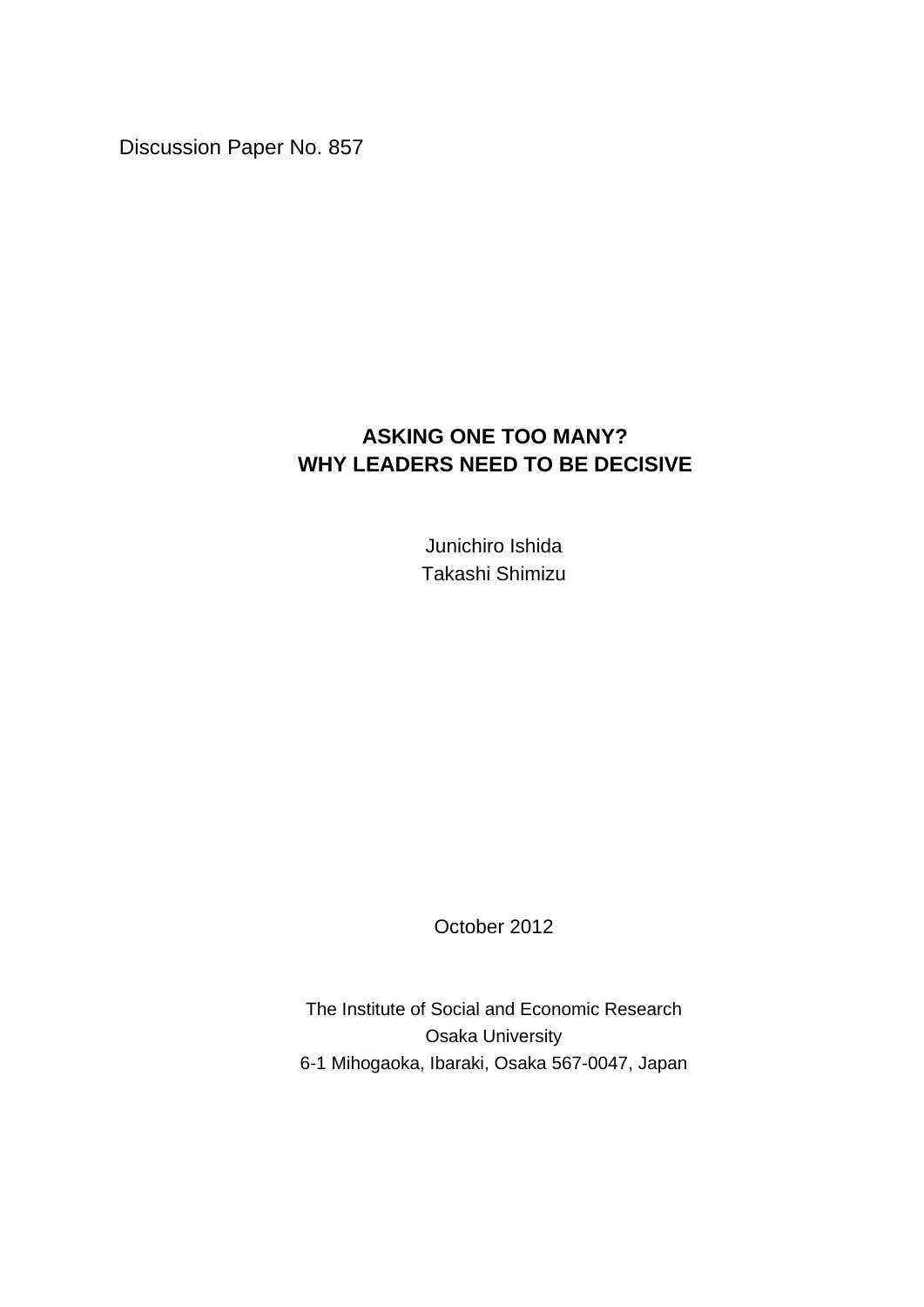Discussion Paper No. 857

# ASKING ONE TOO MANY?
# WHY LEADERS NEED TO BE DECISIVE

Junichiro Ishida
Takashi Shimizu

October 2012

The Institute of Social and Economic Research
Osaka University
6-1 Mihogaoka, Ibaraki, Osaka 567-0047, Japan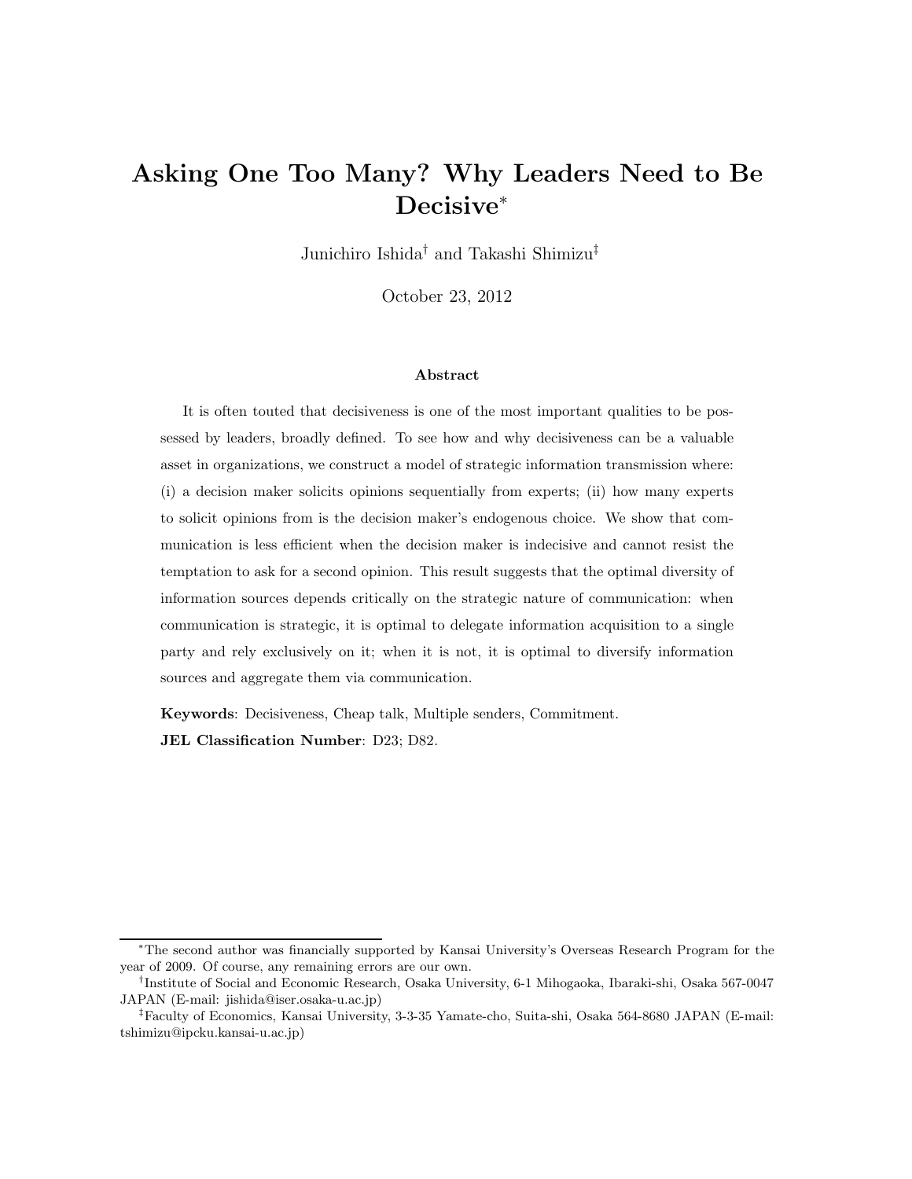# Asking One Too Many? Why Leaders Need to Be Decisive[*]

Junichiro Ishida[†] and Takashi Shimizu[‡]

October 23, 2012

### Abstract

It is often touted that decisiveness is one of the most important qualities to be possessed by leaders, broadly defined. To see how and why decisiveness can be a valuable asset in organizations, we construct a model of strategic information transmission where: (i) a decision maker solicits opinions sequentially from experts; (ii) how many experts to solicit opinions from is the decision maker's endogenous choice. We show that communication is less efficient when the decision maker is indecisive and cannot resist the temptation to ask for a second opinion. This result suggests that the optimal diversity of information sources depends critically on the strategic nature of communication: when communication is strategic, it is optimal to delegate information acquisition to a single party and rely exclusively on it; when it is not, it is optimal to diversify information sources and aggregate them via communication.

**Keywords**: Decisiveness, Cheap talk, Multiple senders, Commitment.

**JEL Classification Number**: D23; D82.

---

[*]The second author was financially supported by Kansai University's Overseas Research Program for the year of 2009. Of course, any remaining errors are our own.

[†]Institute of Social and Economic Research, Osaka University, 6-1 Mihogaoka, Ibaraki-shi, Osaka 567-0047 JAPAN (E-mail: jishida@iser.osaka-u.ac.jp)

[‡]Faculty of Economics, Kansai University, 3-3-35 Yamate-cho, Suita-shi, Osaka 564-8680 JAPAN (E-mail: tshimizu@ipcku.kansai-u.ac.jp)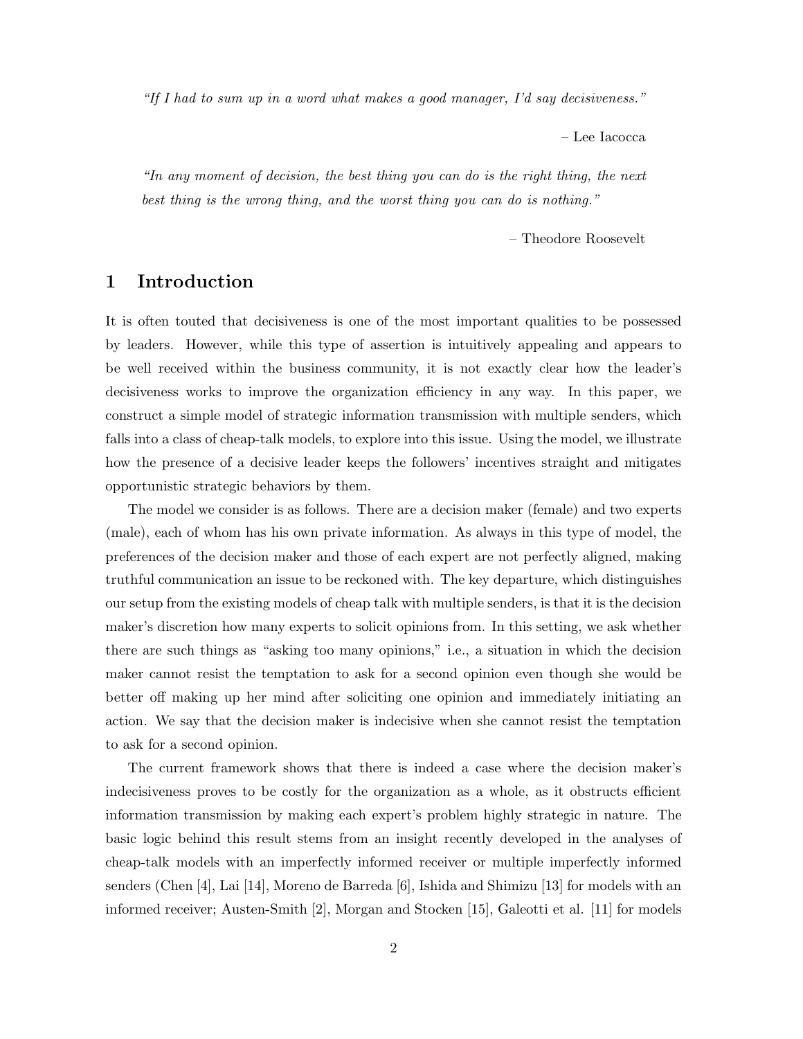*"If I had to sum up in a word what makes a good manager, I'd say decisiveness."*

– Lee Iacocca

*"In any moment of decision, the best thing you can do is the right thing, the next best thing is the wrong thing, and the worst thing you can do is nothing."*

– Theodore Roosevelt

## 1 Introduction

It is often touted that decisiveness is one of the most important qualities to be possessed by leaders. However, while this type of assertion is intuitively appealing and appears to be well received within the business community, it is not exactly clear how the leader's decisiveness works to improve the organization efficiency in any way. In this paper, we construct a simple model of strategic information transmission with multiple senders, which falls into a class of cheap-talk models, to explore into this issue. Using the model, we illustrate how the presence of a decisive leader keeps the followers' incentives straight and mitigates opportunistic strategic behaviors by them.

The model we consider is as follows. There are a decision maker (female) and two experts (male), each of whom has his own private information. As always in this type of model, the preferences of the decision maker and those of each expert are not perfectly aligned, making truthful communication an issue to be reckoned with. The key departure, which distinguishes our setup from the existing models of cheap talk with multiple senders, is that it is the decision maker's discretion how many experts to solicit opinions from. In this setting, we ask whether there are such things as "asking too many opinions," i.e., a situation in which the decision maker cannot resist the temptation to ask for a second opinion even though she would be better off making up her mind after soliciting one opinion and immediately initiating an action. We say that the decision maker is indecisive when she cannot resist the temptation to ask for a second opinion.

The current framework shows that there is indeed a case where the decision maker's indecisiveness proves to be costly for the organization as a whole, as it obstructs efficient information transmission by making each expert's problem highly strategic in nature. The basic logic behind this result stems from an insight recently developed in the analyses of cheap-talk models with an imperfectly informed receiver or multiple imperfectly informed senders (Chen [4], Lai [14], Moreno de Barreda [6], Ishida and Shimizu [13] for models with an informed receiver; Austen-Smith [2], Morgan and Stocken [15], Galeotti et al. [11] for models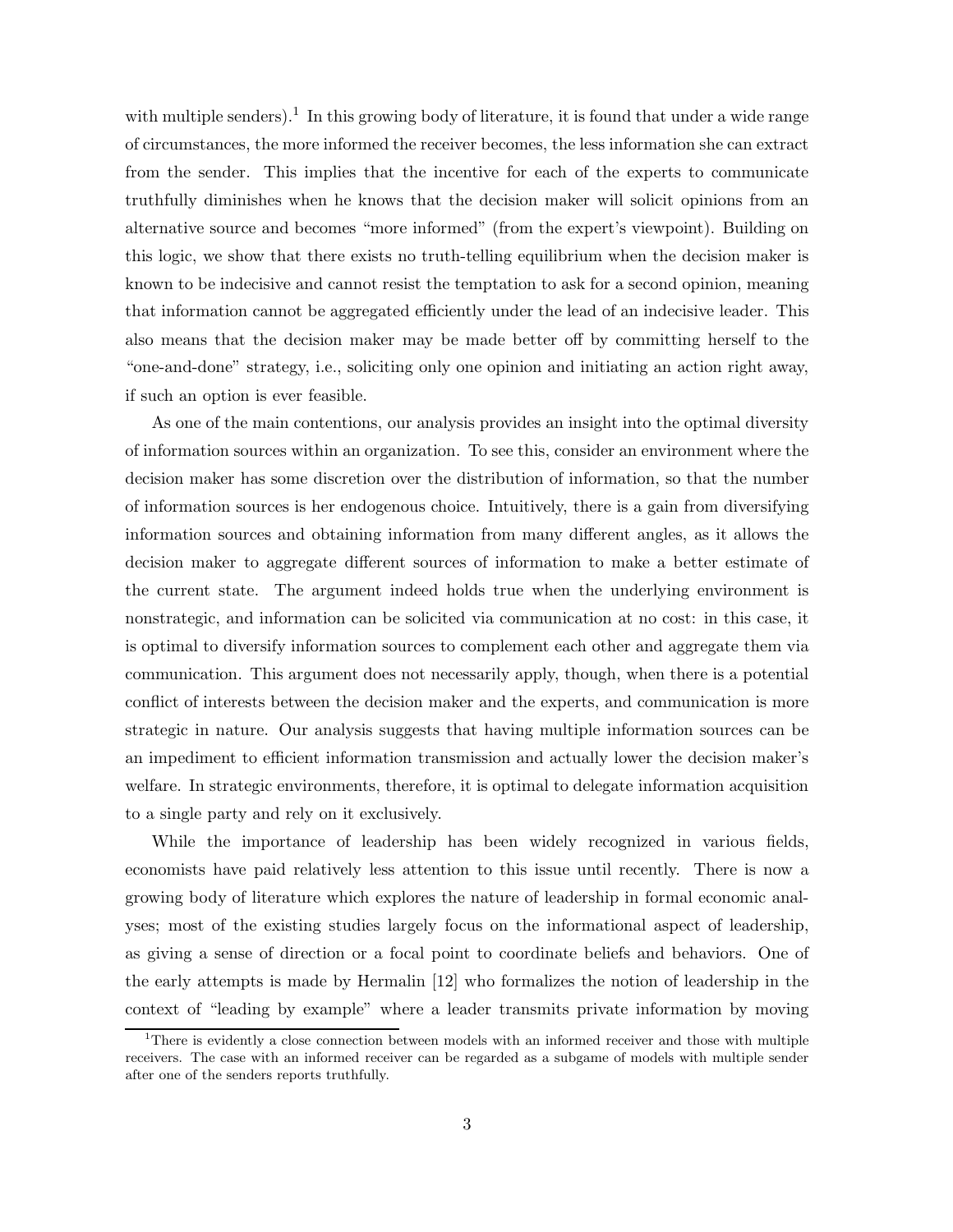with multiple senders).[1] In this growing body of literature, it is found that under a wide range of circumstances, the more informed the receiver becomes, the less information she can extract from the sender. This implies that the incentive for each of the experts to communicate truthfully diminishes when he knows that the decision maker will solicit opinions from an alternative source and becomes "more informed" (from the expert's viewpoint). Building on this logic, we show that there exists no truth-telling equilibrium when the decision maker is known to be indecisive and cannot resist the temptation to ask for a second opinion, meaning that information cannot be aggregated efficiently under the lead of an indecisive leader. This also means that the decision maker may be made better off by committing herself to the "one-and-done" strategy, i.e., soliciting only one opinion and initiating an action right away, if such an option is ever feasible.

As one of the main contentions, our analysis provides an insight into the optimal diversity of information sources within an organization. To see this, consider an environment where the decision maker has some discretion over the distribution of information, so that the number of information sources is her endogenous choice. Intuitively, there is a gain from diversifying information sources and obtaining information from many different angles, as it allows the decision maker to aggregate different sources of information to make a better estimate of the current state. The argument indeed holds true when the underlying environment is nonstrategic, and information can be solicited via communication at no cost: in this case, it is optimal to diversify information sources to complement each other and aggregate them via communication. This argument does not necessarily apply, though, when there is a potential conflict of interests between the decision maker and the experts, and communication is more strategic in nature. Our analysis suggests that having multiple information sources can be an impediment to efficient information transmission and actually lower the decision maker's welfare. In strategic environments, therefore, it is optimal to delegate information acquisition to a single party and rely on it exclusively.

While the importance of leadership has been widely recognized in various fields, economists have paid relatively less attention to this issue until recently. There is now a growing body of literature which explores the nature of leadership in formal economic analyses; most of the existing studies largely focus on the informational aspect of leadership, as giving a sense of direction or a focal point to coordinate beliefs and behaviors. One of the early attempts is made by Hermalin [12] who formalizes the notion of leadership in the context of "leading by example" where a leader transmits private information by moving

[1] There is evidently a close connection between models with an informed receiver and those with multiple receivers. The case with an informed receiver can be regarded as a subgame of models with multiple sender after one of the senders reports truthfully.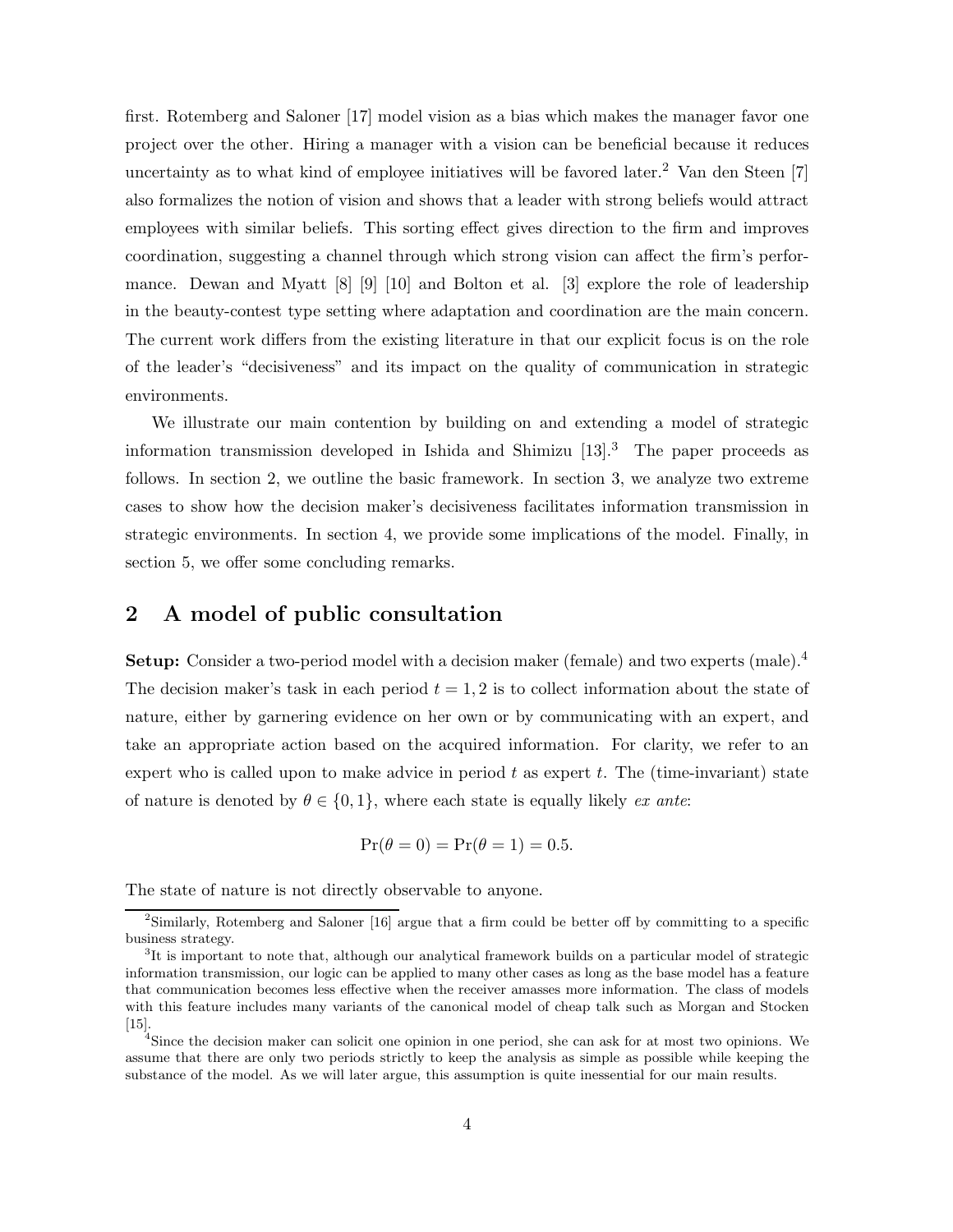first. Rotemberg and Saloner [17] model vision as a bias which makes the manager favor one project over the other. Hiring a manager with a vision can be beneficial because it reduces uncertainty as to what kind of employee initiatives will be favored later.[2] Van den Steen [7] also formalizes the notion of vision and shows that a leader with strong beliefs would attract employees with similar beliefs. This sorting effect gives direction to the firm and improves coordination, suggesting a channel through which strong vision can affect the firm's performance. Dewan and Myatt [8] [9] [10] and Bolton et al. [3] explore the role of leadership in the beauty-contest type setting where adaptation and coordination are the main concern. The current work differs from the existing literature in that our explicit focus is on the role of the leader's "decisiveness" and its impact on the quality of communication in strategic environments.

We illustrate our main contention by building on and extending a model of strategic information transmission developed in Ishida and Shimizu [13].[3] The paper proceeds as follows. In section 2, we outline the basic framework. In section 3, we analyze two extreme cases to show how the decision maker's decisiveness facilitates information transmission in strategic environments. In section 4, we provide some implications of the model. Finally, in section 5, we offer some concluding remarks.

## 2 A model of public consultation

**Setup:** Consider a two-period model with a decision maker (female) and two experts (male).[4] The decision maker's task in each period $t = 1, 2$ is to collect information about the state of nature, either by garnering evidence on her own or by communicating with an expert, and take an appropriate action based on the acquired information. For clarity, we refer to an expert who is called upon to make advice in period $t$ as expert $t$. The (time-invariant) state of nature is denoted by $\theta \in \{0, 1\}$, where each state is equally likely *ex ante*:

$$\Pr(\theta = 0) = \Pr(\theta = 1) = 0.5.$$

The state of nature is not directly observable to anyone.

---

[2] Similarly, Rotemberg and Saloner [16] argue that a firm could be better off by committing to a specific business strategy.

[3] It is important to note that, although our analytical framework builds on a particular model of strategic information transmission, our logic can be applied to many other cases as long as the base model has a feature that communication becomes less effective when the receiver amasses more information. The class of models with this feature includes many variants of the canonical model of cheap talk such as Morgan and Stocken [15].

[4] Since the decision maker can solicit one opinion in one period, she can ask for at most two opinions. We assume that there are only two periods strictly to keep the analysis as simple as possible while keeping the substance of the model. As we will later argue, this assumption is quite inessential for our main results.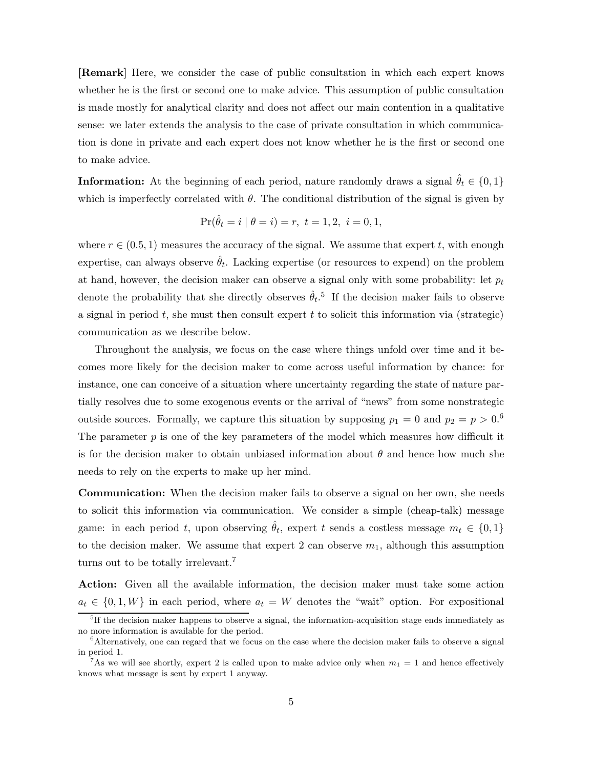**[Remark]** Here, we consider the case of public consultation in which each expert knows whether he is the first or second one to make advice. This assumption of public consultation is made mostly for analytical clarity and does not affect our main contention in a qualitative sense: we later extends the analysis to the case of private consultation in which communication is done in private and each expert does not know whether he is the first or second one to make advice.

**Information:** At the beginning of each period, nature randomly draws a signal $\hat{\theta}_t \in \{0, 1\}$ which is imperfectly correlated with $\theta$. The conditional distribution of the signal is given by

$$\Pr(\hat{\theta}_t = i \mid \theta = i) = r, \ t = 1, 2, \ i = 0, 1,$$

where $r \in (0.5, 1)$ measures the accuracy of the signal. We assume that expert $t$, with enough expertise, can always observe $\hat{\theta}_t$. Lacking expertise (or resources to expend) on the problem at hand, however, the decision maker can observe a signal only with some probability: let $p_t$ denote the probability that she directly observes $\hat{\theta}_t$.[5] If the decision maker fails to observe a signal in period $t$, she must then consult expert $t$ to solicit this information via (strategic) communication as we describe below.

Throughout the analysis, we focus on the case where things unfold over time and it becomes more likely for the decision maker to come across useful information by chance: for instance, one can conceive of a situation where uncertainty regarding the state of nature partially resolves due to some exogenous events or the arrival of "news" from some nonstrategic outside sources. Formally, we capture this situation by supposing $p_1 = 0$ and $p_2 = p > 0$.[6] The parameter $p$ is one of the key parameters of the model which measures how difficult it is for the decision maker to obtain unbiased information about $\theta$ and hence how much she needs to rely on the experts to make up her mind.

**Communication:** When the decision maker fails to observe a signal on her own, she needs to solicit this information via communication. We consider a simple (cheap-talk) message game: in each period $t$, upon observing $\hat{\theta}_t$, expert $t$ sends a costless message $m_t \in \{0, 1\}$ to the decision maker. We assume that expert 2 can observe $m_1$, although this assumption turns out to be totally irrelevant.[7]

**Action:** Given all the available information, the decision maker must take some action $a_t \in \{0, 1, W\}$ in each period, where $a_t = W$ denotes the "wait" option. For expositional

---

[5] If the decision maker happens to observe a signal, the information-acquisition stage ends immediately as no more information is available for the period.

[6] Alternatively, one can regard that we focus on the case where the decision maker fails to observe a signal in period 1.

[7] As we will see shortly, expert 2 is called upon to make advice only when $m_1 = 1$ and hence effectively knows what message is sent by expert 1 anyway.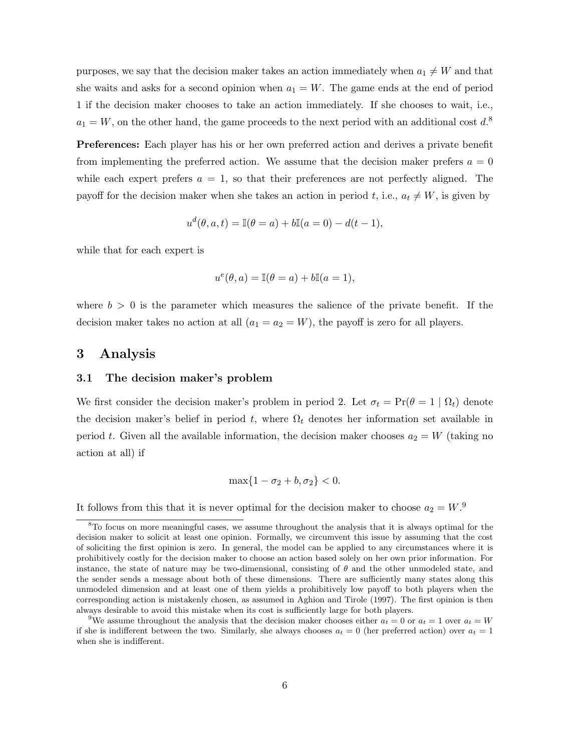purposes, we say that the decision maker takes an action immediately when $a_1 \neq W$ and that she waits and asks for a second opinion when $a_1 = W$. The game ends at the end of period 1 if the decision maker chooses to take an action immediately. If she chooses to wait, i.e., $a_1 = W$, on the other hand, the game proceeds to the next period with an additional cost $d$.[8]

**Preferences:** Each player has his or her own preferred action and derives a private benefit from implementing the preferred action. We assume that the decision maker prefers $a = 0$ while each expert prefers $a = 1$, so that their preferences are not perfectly aligned. The payoff for the decision maker when she takes an action in period $t$, i.e., $a_t \neq W$, is given by

$$u^d(\theta, a, t) = \mathbb{I}(\theta = a) + b\mathbb{I}(a = 0) - d(t - 1),$$

while that for each expert is

$$u^e(\theta, a) = \mathbb{I}(\theta = a) + b\mathbb{I}(a = 1),$$

where $b > 0$ is the parameter which measures the salience of the private benefit. If the decision maker takes no action at all ($a_1 = a_2 = W$), the payoff is zero for all players.

# 3 Analysis

## 3.1 The decision maker's problem

We first consider the decision maker's problem in period 2. Let $\sigma_t = \Pr(\theta = 1 \mid \Omega_t)$ denote the decision maker's belief in period $t$, where $\Omega_t$ denotes her information set available in period $t$. Given all the available information, the decision maker chooses $a_2 = W$ (taking no action at all) if

$$\max\{1 - \sigma_2 + b, \sigma_2\} < 0.$$

It follows from this that it is never optimal for the decision maker to choose $a_2 = W$.[9]

[8] To focus on more meaningful cases, we assume throughout the analysis that it is always optimal for the decision maker to solicit at least one opinion. Formally, we circumvent this issue by assuming that the cost of soliciting the first opinion is zero. In general, the model can be applied to any circumstances where it is prohibitively costly for the decision maker to choose an action based solely on her own prior information. For instance, the state of nature may be two-dimensional, consisting of $\theta$ and the other unmodeled state, and the sender sends a message about both of these dimensions. There are sufficiently many states along this unmodeled dimension and at least one of them yields a prohibitively low payoff to both players when the corresponding action is mistakenly chosen, as assumed in Aghion and Tirole (1997). The first opinion is then always desirable to avoid this mistake when its cost is sufficiently large for both players.

[9] We assume throughout the analysis that the decision maker chooses either $a_t = 0$ or $a_t = 1$ over $a_t = W$ if she is indifferent between the two. Similarly, she always chooses $a_t = 0$ (her preferred action) over $a_t = 1$ when she is indifferent.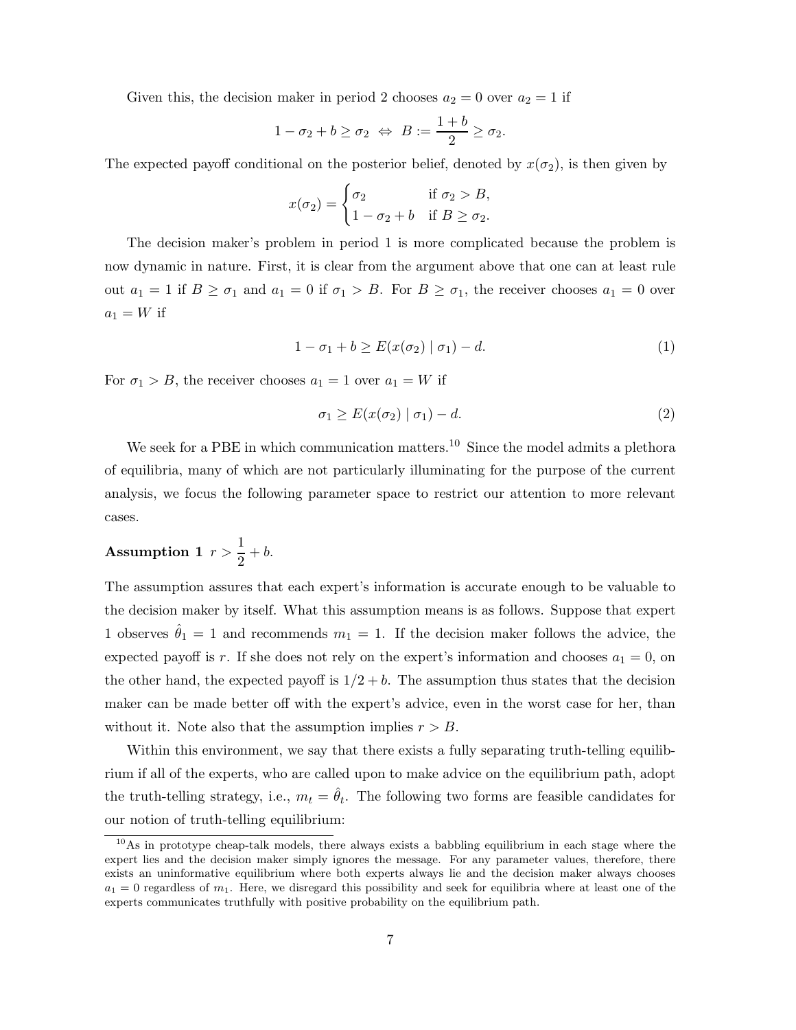Given this, the decision maker in period 2 chooses $a_2 = 0$ over $a_2 = 1$ if

$$1 - \sigma_2 + b \geq \sigma_2 \;\Leftrightarrow\; B := \frac{1+b}{2} \geq \sigma_2.$$

The expected payoff conditional on the posterior belief, denoted by $x(\sigma_2)$, is then given by

$$x(\sigma_2) = \begin{cases} \sigma_2 & \text{if } \sigma_2 > B, \\ 1 - \sigma_2 + b & \text{if } B \geq \sigma_2. \end{cases}$$

The decision maker's problem in period 1 is more complicated because the problem is now dynamic in nature. First, it is clear from the argument above that one can at least rule out $a_1 = 1$ if $B \geq \sigma_1$ and $a_1 = 0$ if $\sigma_1 > B$. For $B \geq \sigma_1$, the receiver chooses $a_1 = 0$ over $a_1 = W$ if

$$1 - \sigma_1 + b \geq E(x(\sigma_2) \mid \sigma_1) - d. \tag{1}$$

For $\sigma_1 > B$, the receiver chooses $a_1 = 1$ over $a_1 = W$ if

$$\sigma_1 \geq E(x(\sigma_2) \mid \sigma_1) - d. \tag{2}$$

We seek for a PBE in which communication matters.[10] Since the model admits a plethora of equilibria, many of which are not particularly illuminating for the purpose of the current analysis, we focus the following parameter space to restrict our attention to more relevant cases.

**Assumption 1** $r > \dfrac{1}{2} + b.$

The assumption assures that each expert's information is accurate enough to be valuable to the decision maker by itself. What this assumption means is as follows. Suppose that expert 1 observes $\hat{\theta}_1 = 1$ and recommends $m_1 = 1$. If the decision maker follows the advice, the expected payoff is $r$. If she does not rely on the expert's information and chooses $a_1 = 0$, on the other hand, the expected payoff is $1/2 + b$. The assumption thus states that the decision maker can be made better off with the expert's advice, even in the worst case for her, than without it. Note also that the assumption implies $r > B$.

Within this environment, we say that there exists a fully separating truth-telling equilibrium if all of the experts, who are called upon to make advice on the equilibrium path, adopt the truth-telling strategy, i.e., $m_t = \hat{\theta}_t$. The following two forms are feasible candidates for our notion of truth-telling equilibrium:

[10] As in prototype cheap-talk models, there always exists a babbling equilibrium in each stage where the expert lies and the decision maker simply ignores the message. For any parameter values, therefore, there exists an uninformative equilibrium where both experts always lie and the decision maker always chooses $a_1 = 0$ regardless of $m_1$. Here, we disregard this possibility and seek for equilibria where at least one of the experts communicates truthfully with positive probability on the equilibrium path.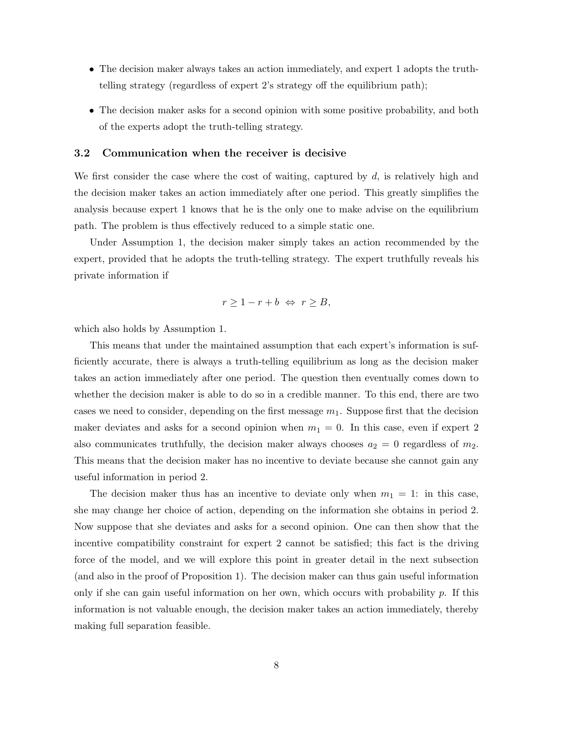- The decision maker always takes an action immediately, and expert 1 adopts the truth-telling strategy (regardless of expert 2's strategy off the equilibrium path);
- The decision maker asks for a second opinion with some positive probability, and both of the experts adopt the truth-telling strategy.

### 3.2 Communication when the receiver is decisive

We first consider the case where the cost of waiting, captured by $d$, is relatively high and the decision maker takes an action immediately after one period. This greatly simplifies the analysis because expert 1 knows that he is the only one to make advise on the equilibrium path. The problem is thus effectively reduced to a simple static one.

Under Assumption 1, the decision maker simply takes an action recommended by the expert, provided that he adopts the truth-telling strategy. The expert truthfully reveals his private information if

$$r \geq 1 - r + b \iff r \geq B,$$

which also holds by Assumption 1.

This means that under the maintained assumption that each expert's information is sufficiently accurate, there is always a truth-telling equilibrium as long as the decision maker takes an action immediately after one period. The question then eventually comes down to whether the decision maker is able to do so in a credible manner. To this end, there are two cases we need to consider, depending on the first message $m_1$. Suppose first that the decision maker deviates and asks for a second opinion when $m_1 = 0$. In this case, even if expert 2 also communicates truthfully, the decision maker always chooses $a_2 = 0$ regardless of $m_2$. This means that the decision maker has no incentive to deviate because she cannot gain any useful information in period 2.

The decision maker thus has an incentive to deviate only when $m_1 = 1$: in this case, she may change her choice of action, depending on the information she obtains in period 2. Now suppose that she deviates and asks for a second opinion. One can then show that the incentive compatibility constraint for expert 2 cannot be satisfied; this fact is the driving force of the model, and we will explore this point in greater detail in the next subsection (and also in the proof of Proposition 1). The decision maker can thus gain useful information only if she can gain useful information on her own, which occurs with probability $p$. If this information is not valuable enough, the decision maker takes an action immediately, thereby making full separation feasible.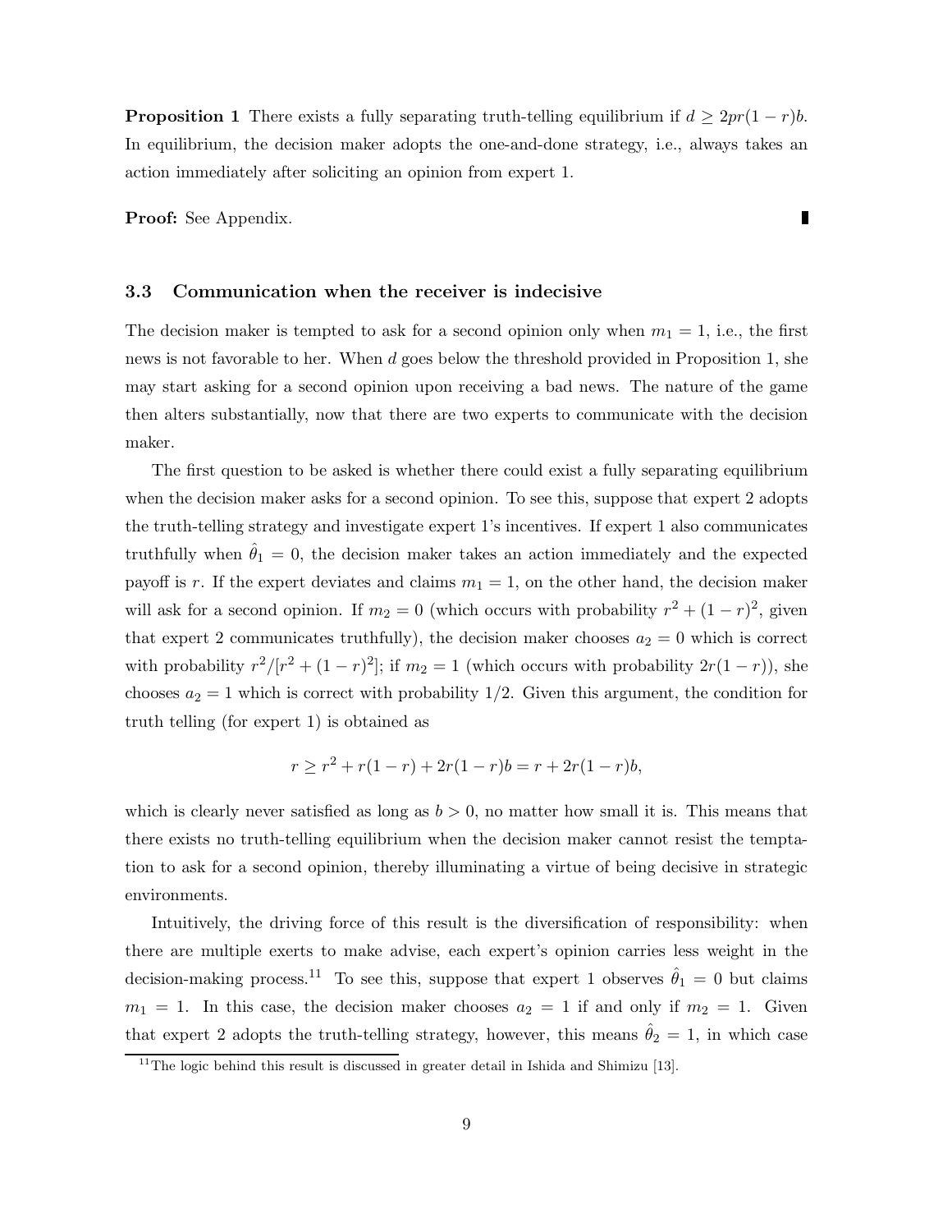**Proposition 1** There exists a fully separating truth-telling equilibrium if $d \geq 2pr(1-r)b$. In equilibrium, the decision maker adopts the one-and-done strategy, i.e., always takes an action immediately after soliciting an opinion from expert 1.

**Proof:** See Appendix. ∎

### 3.3 Communication when the receiver is indecisive

The decision maker is tempted to ask for a second opinion only when $m_1 = 1$, i.e., the first news is not favorable to her. When $d$ goes below the threshold provided in Proposition 1, she may start asking for a second opinion upon receiving a bad news. The nature of the game then alters substantially, now that there are two experts to communicate with the decision maker.

The first question to be asked is whether there could exist a fully separating equilibrium when the decision maker asks for a second opinion. To see this, suppose that expert 2 adopts the truth-telling strategy and investigate expert 1's incentives. If expert 1 also communicates truthfully when $\hat{\theta}_1 = 0$, the decision maker takes an action immediately and the expected payoff is $r$. If the expert deviates and claims $m_1 = 1$, on the other hand, the decision maker will ask for a second opinion. If $m_2 = 0$ (which occurs with probability $r^2 + (1-r)^2$, given that expert 2 communicates truthfully), the decision maker chooses $a_2 = 0$ which is correct with probability $r^2/[r^2 + (1-r)^2]$; if $m_2 = 1$ (which occurs with probability $2r(1-r)$), she chooses $a_2 = 1$ which is correct with probability $1/2$. Given this argument, the condition for truth telling (for expert 1) is obtained as

$$r \geq r^2 + r(1-r) + 2r(1-r)b = r + 2r(1-r)b,$$

which is clearly never satisfied as long as $b > 0$, no matter how small it is. This means that there exists no truth-telling equilibrium when the decision maker cannot resist the temptation to ask for a second opinion, thereby illuminating a virtue of being decisive in strategic environments.

Intuitively, the driving force of this result is the diversification of responsibility: when there are multiple exerts to make advise, each expert's opinion carries less weight in the decision-making process.[11] To see this, suppose that expert 1 observes $\hat{\theta}_1 = 0$ but claims $m_1 = 1$. In this case, the decision maker chooses $a_2 = 1$ if and only if $m_2 = 1$. Given that expert 2 adopts the truth-telling strategy, however, this means $\hat{\theta}_2 = 1$, in which case

[11] The logic behind this result is discussed in greater detail in Ishida and Shimizu [13].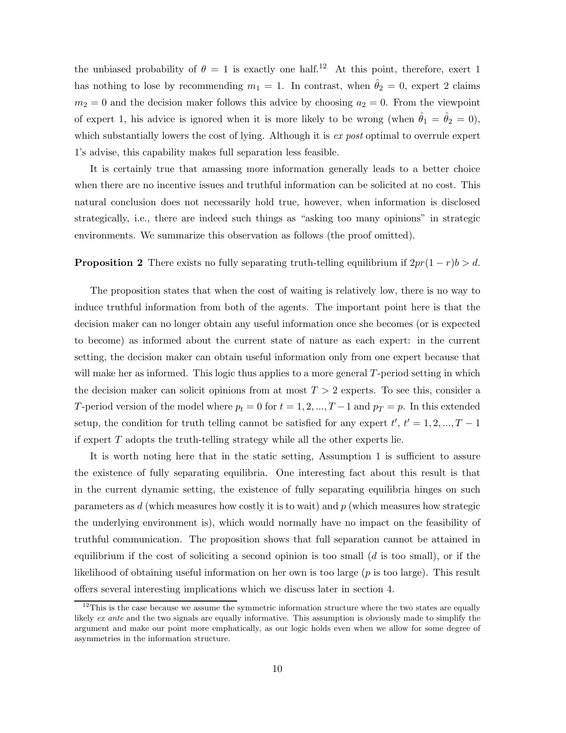the unbiased probability of $\theta = 1$ is exactly one half.[12] At this point, therefore, exert 1 has nothing to lose by recommending $m_1 = 1$. In contrast, when $\hat{\theta}_2 = 0$, expert 2 claims $m_2 = 0$ and the decision maker follows this advice by choosing $a_2 = 0$. From the viewpoint of expert 1, his advice is ignored when it is more likely to be wrong (when $\hat{\theta}_1 = \hat{\theta}_2 = 0$), which substantially lowers the cost of lying. Although it is *ex post* optimal to overrule expert 1's advise, this capability makes full separation less feasible.

It is certainly true that amassing more information generally leads to a better choice when there are no incentive issues and truthful information can be solicited at no cost. This natural conclusion does not necessarily hold true, however, when information is disclosed strategically, i.e., there are indeed such things as "asking too many opinions" in strategic environments. We summarize this observation as follows (the proof omitted).

**Proposition 2** There exists no fully separating truth-telling equilibrium if $2pr(1-r)b > d$.

The proposition states that when the cost of waiting is relatively low, there is no way to induce truthful information from both of the agents. The important point here is that the decision maker can no longer obtain any useful information once she becomes (or is expected to become) as informed about the current state of nature as each expert: in the current setting, the decision maker can obtain useful information only from one expert because that will make her as informed. This logic thus applies to a more general $T$-period setting in which the decision maker can solicit opinions from at most $T > 2$ experts. To see this, consider a $T$-period version of the model where $p_t = 0$ for $t = 1, 2, ..., T-1$ and $p_T = p$. In this extended setup, the condition for truth telling cannot be satisfied for any expert $t'$, $t' = 1, 2, ..., T-1$ if expert $T$ adopts the truth-telling strategy while all the other experts lie.

It is worth noting here that in the static setting, Assumption 1 is sufficient to assure the existence of fully separating equilibria. One interesting fact about this result is that in the current dynamic setting, the existence of fully separating equilibria hinges on such parameters as $d$ (which measures how costly it is to wait) and $p$ (which measures how strategic the underlying environment is), which would normally have no impact on the feasibility of truthful communication. The proposition shows that full separation cannot be attained in equilibrium if the cost of soliciting a second opinion is too small ($d$ is too small), or if the likelihood of obtaining useful information on her own is too large ($p$ is too large). This result offers several interesting implications which we discuss later in section 4.

[12] This is the case because we assume the symmetric information structure where the two states are equally likely *ex ante* and the two signals are equally informative. This assumption is obviously made to simplify the argument and make our point more emphatically, as our logic holds even when we allow for some degree of asymmetries in the information structure.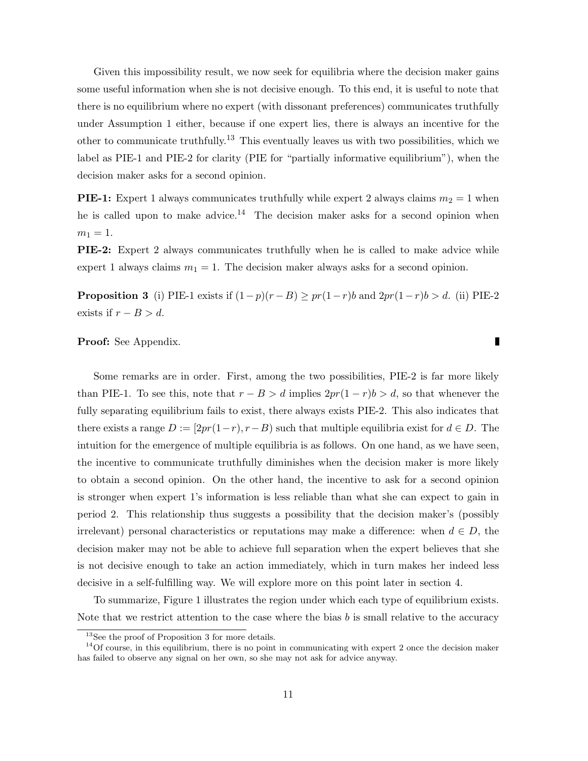Given this impossibility result, we now seek for equilibria where the decision maker gains some useful information when she is not decisive enough. To this end, it is useful to note that there is no equilibrium where no expert (with dissonant preferences) communicates truthfully under Assumption 1 either, because if one expert lies, there is always an incentive for the other to communicate truthfully.[13] This eventually leaves us with two possibilities, which we label as PIE-1 and PIE-2 for clarity (PIE for "partially informative equilibrium"), when the decision maker asks for a second opinion.

**PIE-1:** Expert 1 always communicates truthfully while expert 2 always claims $m_2 = 1$ when he is called upon to make advice.[14] The decision maker asks for a second opinion when $m_1 = 1$.

**PIE-2:** Expert 2 always communicates truthfully when he is called to make advice while expert 1 always claims $m_1 = 1$. The decision maker always asks for a second opinion.

**Proposition 3** (i) PIE-1 exists if $(1-p)(r-B) \geq pr(1-r)b$ and $2pr(1-r)b > d$. (ii) PIE-2 exists if $r - B > d$.

**Proof:** See Appendix. ∎

Some remarks are in order. First, among the two possibilities, PIE-2 is far more likely than PIE-1. To see this, note that $r - B > d$ implies $2pr(1-r)b > d$, so that whenever the fully separating equilibrium fails to exist, there always exists PIE-2. This also indicates that there exists a range $D := [2pr(1-r), r-B)$ such that multiple equilibria exist for $d \in D$. The intuition for the emergence of multiple equilibria is as follows. On one hand, as we have seen, the incentive to communicate truthfully diminishes when the decision maker is more likely to obtain a second opinion. On the other hand, the incentive to ask for a second opinion is stronger when expert 1's information is less reliable than what she can expect to gain in period 2. This relationship thus suggests a possibility that the decision maker's (possibly irrelevant) personal characteristics or reputations may make a difference: when $d \in D$, the decision maker may not be able to achieve full separation when the expert believes that she is not decisive enough to take an action immediately, which in turn makes her indeed less decisive in a self-fulfilling way. We will explore more on this point later in section 4.

To summarize, Figure 1 illustrates the region under which each type of equilibrium exists. Note that we restrict attention to the case where the bias $b$ is small relative to the accuracy

[13] See the proof of Proposition 3 for more details.

[14] Of course, in this equilibrium, there is no point in communicating with expert 2 once the decision maker has failed to observe any signal on her own, so she may not ask for advice anyway.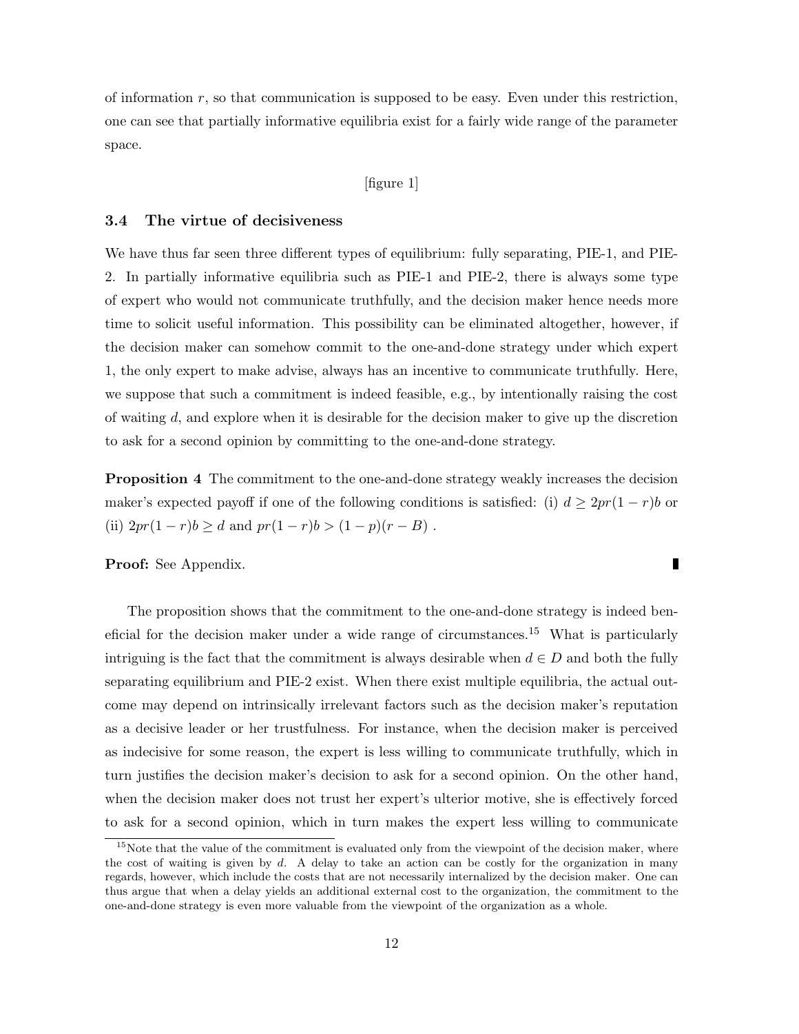of information $r$, so that communication is supposed to be easy. Even under this restriction, one can see that partially informative equilibria exist for a fairly wide range of the parameter space.

[figure 1]

### 3.4 The virtue of decisiveness

We have thus far seen three different types of equilibrium: fully separating, PIE-1, and PIE-2. In partially informative equilibria such as PIE-1 and PIE-2, there is always some type of expert who would not communicate truthfully, and the decision maker hence needs more time to solicit useful information. This possibility can be eliminated altogether, however, if the decision maker can somehow commit to the one-and-done strategy under which expert 1, the only expert to make advise, always has an incentive to communicate truthfully. Here, we suppose that such a commitment is indeed feasible, e.g., by intentionally raising the cost of waiting $d$, and explore when it is desirable for the decision maker to give up the discretion to ask for a second opinion by committing to the one-and-done strategy.

**Proposition 4** The commitment to the one-and-done strategy weakly increases the decision maker's expected payoff if one of the following conditions is satisfied: (i) $d \geq 2pr(1-r)b$ or (ii) $2pr(1-r)b \geq d$ and $pr(1-r)b > (1-p)(r-B)$ .

**Proof:** See Appendix. ∎

The proposition shows that the commitment to the one-and-done strategy is indeed beneficial for the decision maker under a wide range of circumstances.[15] What is particularly intriguing is the fact that the commitment is always desirable when $d \in D$ and both the fully separating equilibrium and PIE-2 exist. When there exist multiple equilibria, the actual outcome may depend on intrinsically irrelevant factors such as the decision maker's reputation as a decisive leader or her trustfulness. For instance, when the decision maker is perceived as indecisive for some reason, the expert is less willing to communicate truthfully, which in turn justifies the decision maker's decision to ask for a second opinion. On the other hand, when the decision maker does not trust her expert's ulterior motive, she is effectively forced to ask for a second opinion, which in turn makes the expert less willing to communicate

[15] Note that the value of the commitment is evaluated only from the viewpoint of the decision maker, where the cost of waiting is given by $d$. A delay to take an action can be costly for the organization in many regards, however, which include the costs that are not necessarily internalized by the decision maker. One can thus argue that when a delay yields an additional external cost to the organization, the commitment to the one-and-done strategy is even more valuable from the viewpoint of the organization as a whole.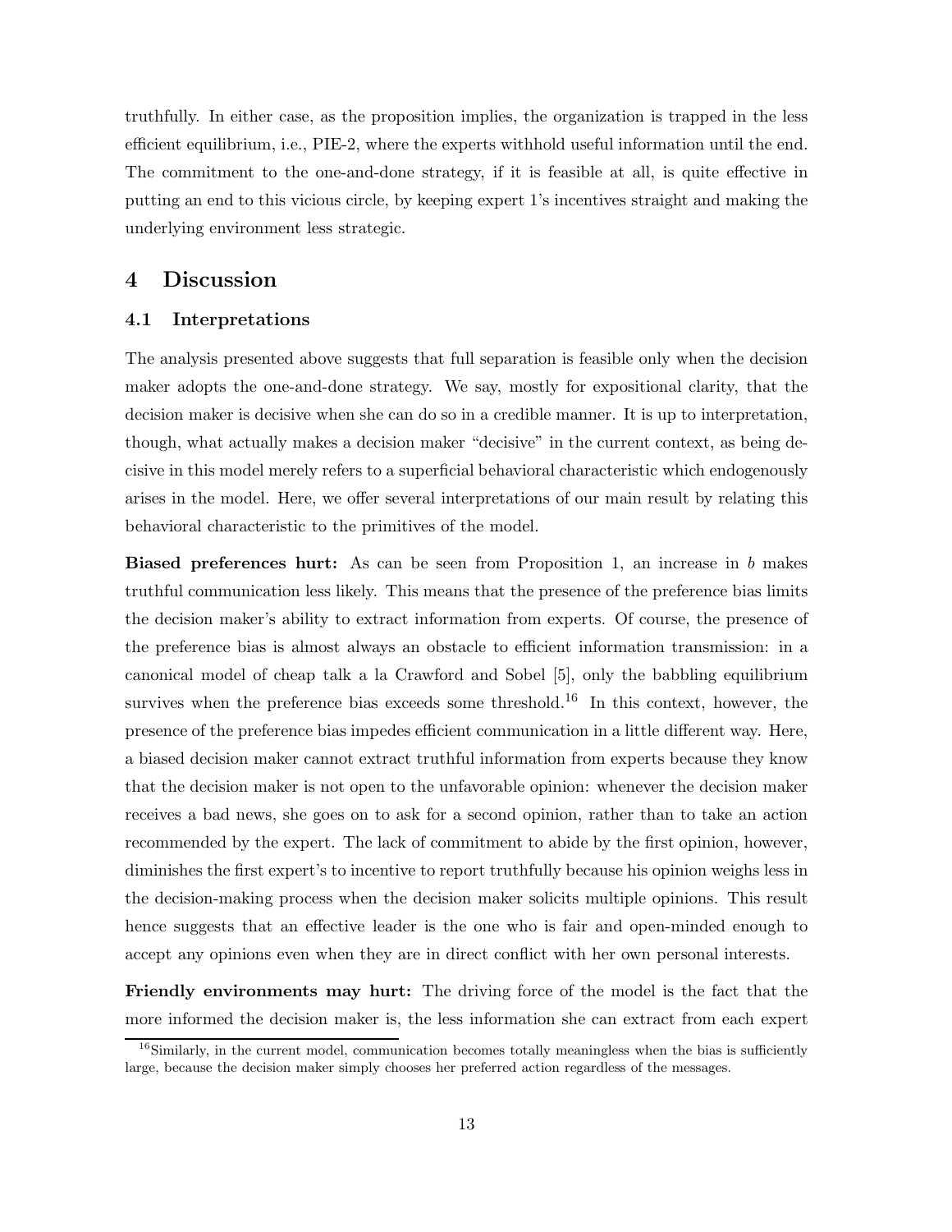truthfully. In either case, as the proposition implies, the organization is trapped in the less efficient equilibrium, i.e., PIE-2, where the experts withhold useful information until the end. The commitment to the one-and-done strategy, if it is feasible at all, is quite effective in putting an end to this vicious circle, by keeping expert 1's incentives straight and making the underlying environment less strategic.

# 4 Discussion

## 4.1 Interpretations

The analysis presented above suggests that full separation is feasible only when the decision maker adopts the one-and-done strategy. We say, mostly for expositional clarity, that the decision maker is decisive when she can do so in a credible manner. It is up to interpretation, though, what actually makes a decision maker "decisive" in the current context, as being decisive in this model merely refers to a superficial behavioral characteristic which endogenously arises in the model. Here, we offer several interpretations of our main result by relating this behavioral characteristic to the primitives of the model.

**Biased preferences hurt:** As can be seen from Proposition 1, an increase in $b$ makes truthful communication less likely. This means that the presence of the preference bias limits the decision maker's ability to extract information from experts. Of course, the presence of the preference bias is almost always an obstacle to efficient information transmission: in a canonical model of cheap talk a la Crawford and Sobel [5], only the babbling equilibrium survives when the preference bias exceeds some threshold.[16] In this context, however, the presence of the preference bias impedes efficient communication in a little different way. Here, a biased decision maker cannot extract truthful information from experts because they know that the decision maker is not open to the unfavorable opinion: whenever the decision maker receives a bad news, she goes on to ask for a second opinion, rather than to take an action recommended by the expert. The lack of commitment to abide by the first opinion, however, diminishes the first expert's to incentive to report truthfully because his opinion weighs less in the decision-making process when the decision maker solicits multiple opinions. This result hence suggests that an effective leader is the one who is fair and open-minded enough to accept any opinions even when they are in direct conflict with her own personal interests.

**Friendly environments may hurt:** The driving force of the model is the fact that the more informed the decision maker is, the less information she can extract from each expert

[16] Similarly, in the current model, communication becomes totally meaningless when the bias is sufficiently large, because the decision maker simply chooses her preferred action regardless of the messages.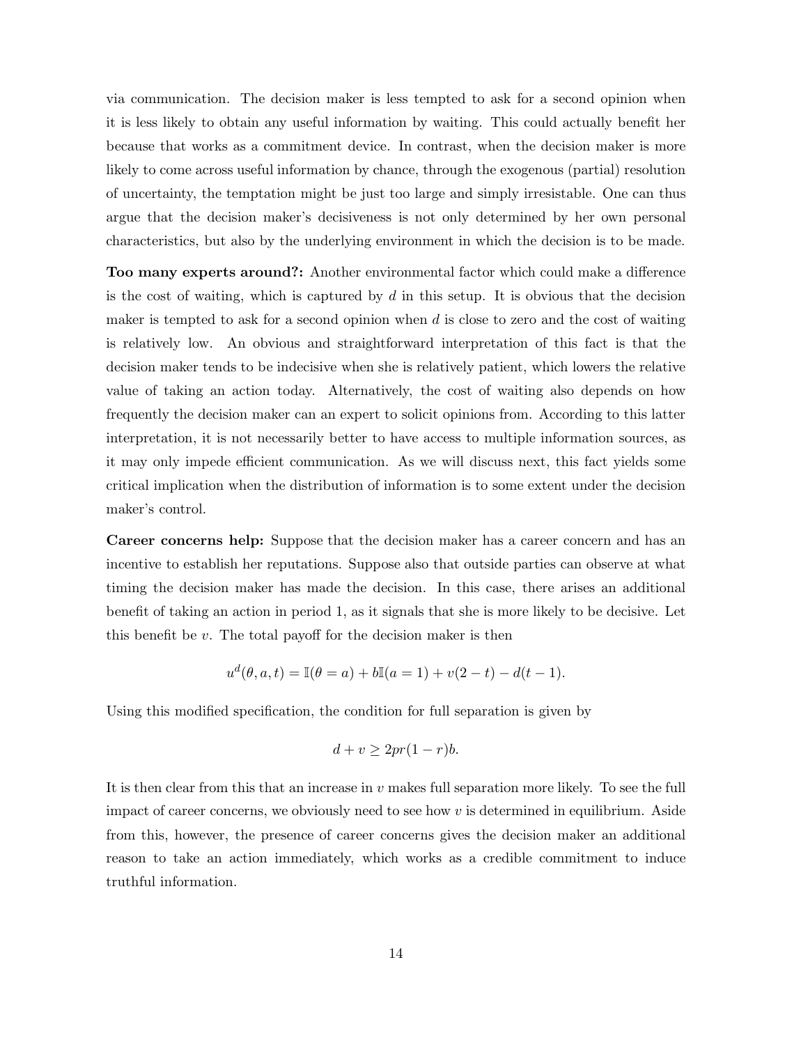via communication. The decision maker is less tempted to ask for a second opinion when it is less likely to obtain any useful information by waiting. This could actually benefit her because that works as a commitment device. In contrast, when the decision maker is more likely to come across useful information by chance, through the exogenous (partial) resolution of uncertainty, the temptation might be just too large and simply irresistable. One can thus argue that the decision maker's decisiveness is not only determined by her own personal characteristics, but also by the underlying environment in which the decision is to be made.

**Too many experts around?:** Another environmental factor which could make a difference is the cost of waiting, which is captured by $d$ in this setup. It is obvious that the decision maker is tempted to ask for a second opinion when $d$ is close to zero and the cost of waiting is relatively low. An obvious and straightforward interpretation of this fact is that the decision maker tends to be indecisive when she is relatively patient, which lowers the relative value of taking an action today. Alternatively, the cost of waiting also depends on how frequently the decision maker can an expert to solicit opinions from. According to this latter interpretation, it is not necessarily better to have access to multiple information sources, as it may only impede efficient communication. As we will discuss next, this fact yields some critical implication when the distribution of information is to some extent under the decision maker's control.

**Career concerns help:** Suppose that the decision maker has a career concern and has an incentive to establish her reputations. Suppose also that outside parties can observe at what timing the decision maker has made the decision. In this case, there arises an additional benefit of taking an action in period 1, as it signals that she is more likely to be decisive. Let this benefit be $v$. The total payoff for the decision maker is then

$$u^d(\theta, a, t) = \mathbb{I}(\theta = a) + b\mathbb{I}(a = 1) + v(2 - t) - d(t - 1).$$

Using this modified specification, the condition for full separation is given by

$$d + v \geq 2pr(1 - r)b.$$

It is then clear from this that an increase in $v$ makes full separation more likely. To see the full impact of career concerns, we obviously need to see how $v$ is determined in equilibrium. Aside from this, however, the presence of career concerns gives the decision maker an additional reason to take an action immediately, which works as a credible commitment to induce truthful information.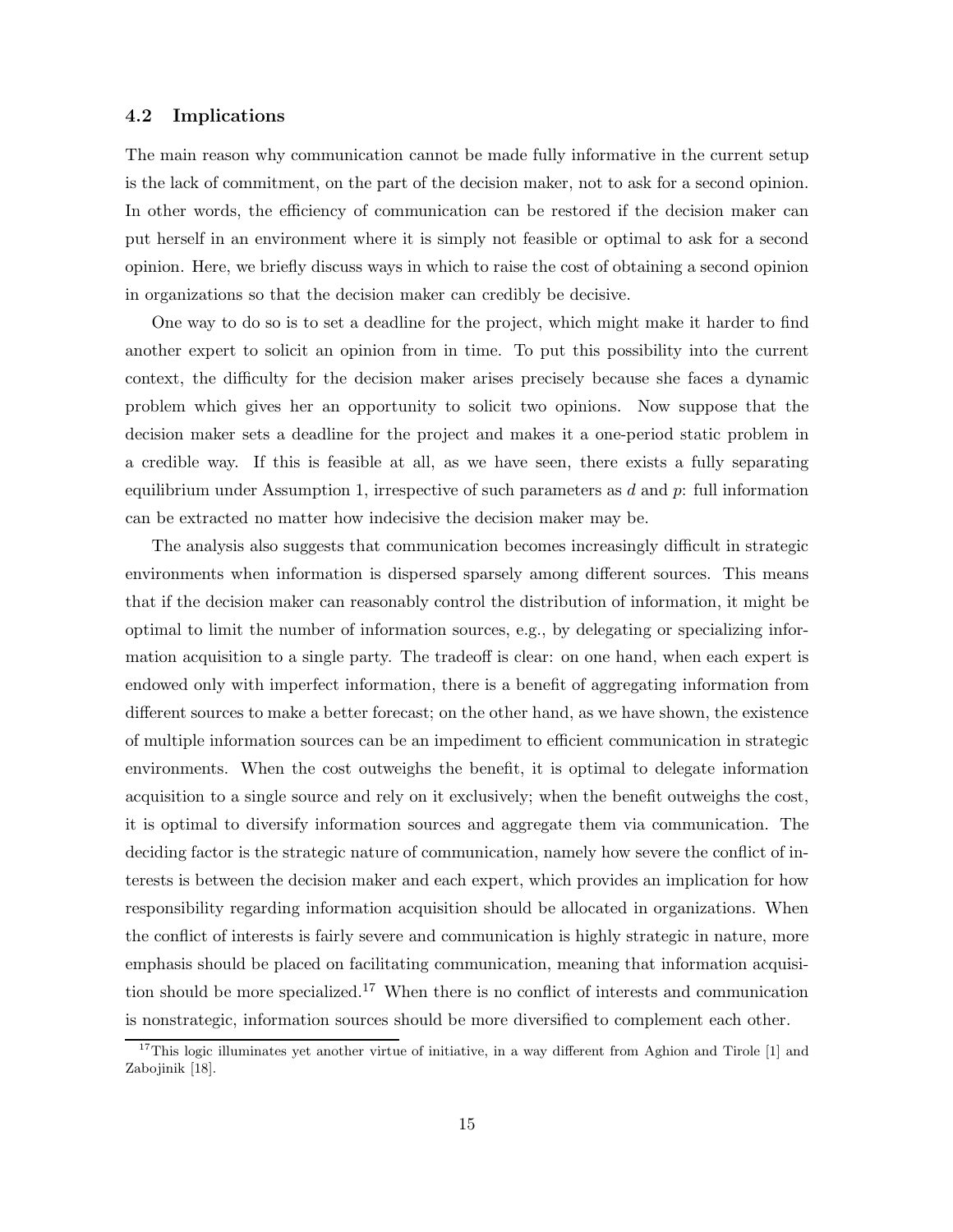### 4.2 Implications

The main reason why communication cannot be made fully informative in the current setup is the lack of commitment, on the part of the decision maker, not to ask for a second opinion. In other words, the efficiency of communication can be restored if the decision maker can put herself in an environment where it is simply not feasible or optimal to ask for a second opinion. Here, we briefly discuss ways in which to raise the cost of obtaining a second opinion in organizations so that the decision maker can credibly be decisive.

One way to do so is to set a deadline for the project, which might make it harder to find another expert to solicit an opinion from in time. To put this possibility into the current context, the difficulty for the decision maker arises precisely because she faces a dynamic problem which gives her an opportunity to solicit two opinions. Now suppose that the decision maker sets a deadline for the project and makes it a one-period static problem in a credible way. If this is feasible at all, as we have seen, there exists a fully separating equilibrium under Assumption 1, irrespective of such parameters as $d$ and $p$: full information can be extracted no matter how indecisive the decision maker may be.

The analysis also suggests that communication becomes increasingly difficult in strategic environments when information is dispersed sparsely among different sources. This means that if the decision maker can reasonably control the distribution of information, it might be optimal to limit the number of information sources, e.g., by delegating or specializing information acquisition to a single party. The tradeoff is clear: on one hand, when each expert is endowed only with imperfect information, there is a benefit of aggregating information from different sources to make a better forecast; on the other hand, as we have shown, the existence of multiple information sources can be an impediment to efficient communication in strategic environments. When the cost outweighs the benefit, it is optimal to delegate information acquisition to a single source and rely on it exclusively; when the benefit outweighs the cost, it is optimal to diversify information sources and aggregate them via communication. The deciding factor is the strategic nature of communication, namely how severe the conflict of interests is between the decision maker and each expert, which provides an implication for how responsibility regarding information acquisition should be allocated in organizations. When the conflict of interests is fairly severe and communication is highly strategic in nature, more emphasis should be placed on facilitating communication, meaning that information acquisition should be more specialized.[17] When there is no conflict of interests and communication is nonstrategic, information sources should be more diversified to complement each other.

[17] This logic illuminates yet another virtue of initiative, in a way different from Aghion and Tirole [1] and Zabojinik [18].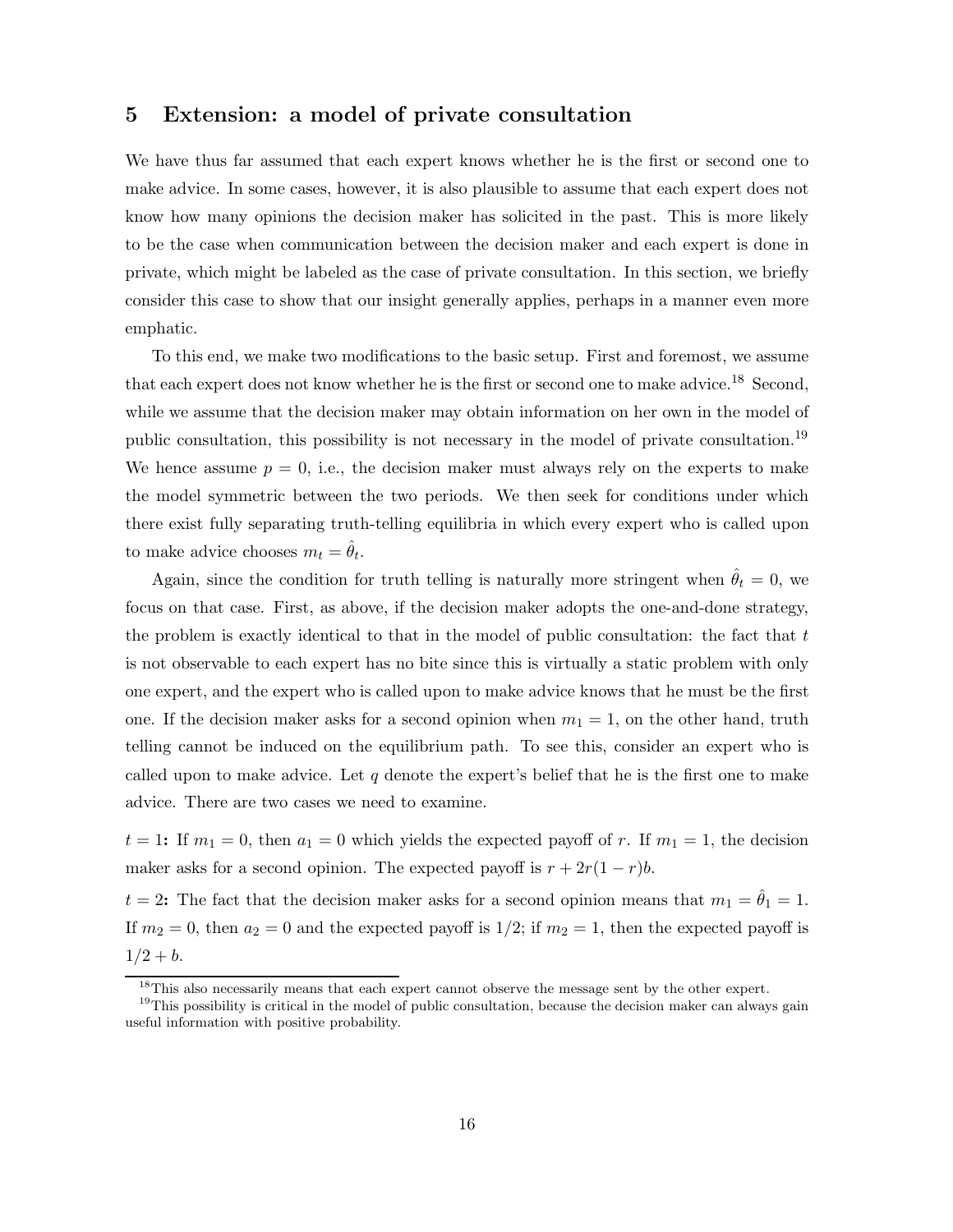## 5 Extension: a model of private consultation

We have thus far assumed that each expert knows whether he is the first or second one to make advice. In some cases, however, it is also plausible to assume that each expert does not know how many opinions the decision maker has solicited in the past. This is more likely to be the case when communication between the decision maker and each expert is done in private, which might be labeled as the case of private consultation. In this section, we briefly consider this case to show that our insight generally applies, perhaps in a manner even more emphatic.

To this end, we make two modifications to the basic setup. First and foremost, we assume that each expert does not know whether he is the first or second one to make advice.[18] Second, while we assume that the decision maker may obtain information on her own in the model of public consultation, this possibility is not necessary in the model of private consultation.[19] We hence assume $p = 0$, i.e., the decision maker must always rely on the experts to make the model symmetric between the two periods. We then seek for conditions under which there exist fully separating truth-telling equilibria in which every expert who is called upon to make advice chooses $m_t = \hat{\theta}_t$.

Again, since the condition for truth telling is naturally more stringent when $\hat{\theta}_t = 0$, we focus on that case. First, as above, if the decision maker adopts the one-and-done strategy, the problem is exactly identical to that in the model of public consultation: the fact that $t$ is not observable to each expert has no bite since this is virtually a static problem with only one expert, and the expert who is called upon to make advice knows that he must be the first one. If the decision maker asks for a second opinion when $m_1 = 1$, on the other hand, truth telling cannot be induced on the equilibrium path. To see this, consider an expert who is called upon to make advice. Let $q$ denote the expert's belief that he is the first one to make advice. There are two cases we need to examine.

**$t = 1$:** If $m_1 = 0$, then $a_1 = 0$ which yields the expected payoff of $r$. If $m_1 = 1$, the decision maker asks for a second opinion. The expected payoff is $r + 2r(1-r)b$.

**$t = 2$:** The fact that the decision maker asks for a second opinion means that $m_1 = \hat{\theta}_1 = 1$. If $m_2 = 0$, then $a_2 = 0$ and the expected payoff is $1/2$; if $m_2 = 1$, then the expected payoff is $1/2 + b$.

[18] This also necessarily means that each expert cannot observe the message sent by the other expert.

[19] This possibility is critical in the model of public consultation, because the decision maker can always gain useful information with positive probability.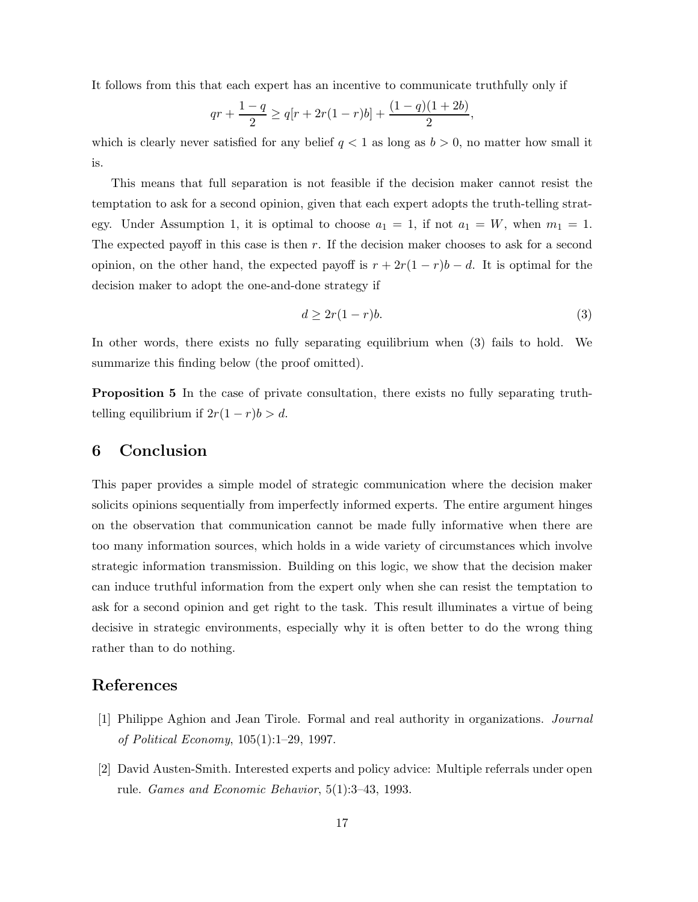It follows from this that each expert has an incentive to communicate truthfully only if

$$qr + \frac{1-q}{2} \geq q[r + 2r(1-r)b] + \frac{(1-q)(1+2b)}{2},$$

which is clearly never satisfied for any belief $q < 1$ as long as $b > 0$, no matter how small it is.

This means that full separation is not feasible if the decision maker cannot resist the temptation to ask for a second opinion, given that each expert adopts the truth-telling strategy. Under Assumption 1, it is optimal to choose $a_1 = 1$, if not $a_1 = W$, when $m_1 = 1$. The expected payoff in this case is then $r$. If the decision maker chooses to ask for a second opinion, on the other hand, the expected payoff is $r + 2r(1-r)b - d$. It is optimal for the decision maker to adopt the one-and-done strategy if

$$d \geq 2r(1-r)b. \tag{3}$$

In other words, there exists no fully separating equilibrium when (3) fails to hold. We summarize this finding below (the proof omitted).

**Proposition 5** *In the case of private consultation, there exists no fully separating truth-telling equilibrium if $2r(1-r)b > d$.*

## 6 Conclusion

This paper provides a simple model of strategic communication where the decision maker solicits opinions sequentially from imperfectly informed experts. The entire argument hinges on the observation that communication cannot be made fully informative when there are too many information sources, which holds in a wide variety of circumstances which involve strategic information transmission. Building on this logic, we show that the decision maker can induce truthful information from the expert only when she can resist the temptation to ask for a second opinion and get right to the task. This result illuminates a virtue of being decisive in strategic environments, especially why it is often better to do the wrong thing rather than to do nothing.

## References

[1] Philippe Aghion and Jean Tirole. Formal and real authority in organizations. *Journal of Political Economy*, 105(1):1–29, 1997.

[2] David Austen-Smith. Interested experts and policy advice: Multiple referrals under open rule. *Games and Economic Behavior*, 5(1):3–43, 1993.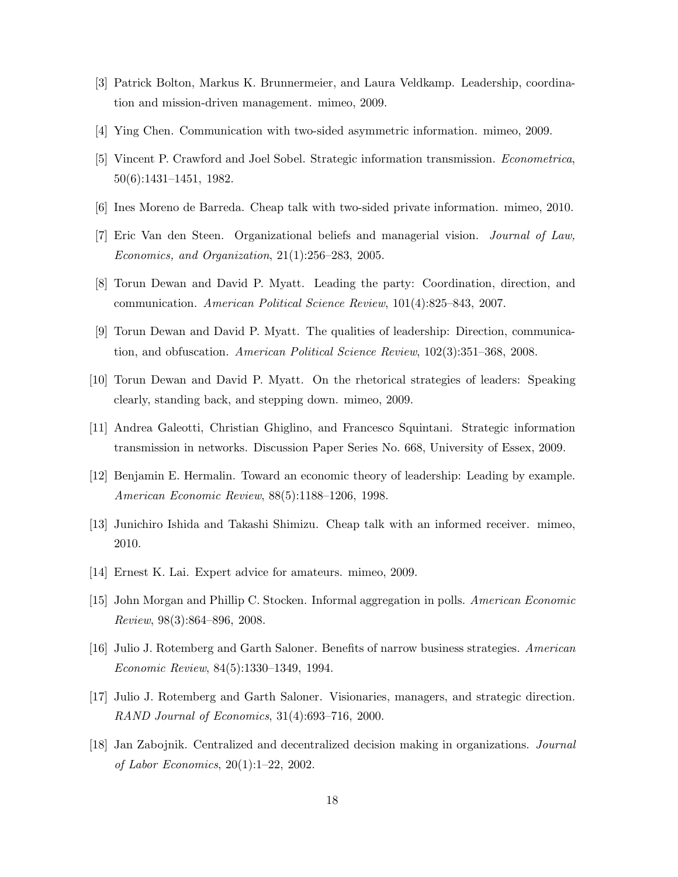[3] Patrick Bolton, Markus K. Brunnermeier, and Laura Veldkamp. Leadership, coordination and mission-driven management. mimeo, 2009.

[4] Ying Chen. Communication with two-sided asymmetric information. mimeo, 2009.

[5] Vincent P. Crawford and Joel Sobel. Strategic information transmission. *Econometrica*, 50(6):1431–1451, 1982.

[6] Ines Moreno de Barreda. Cheap talk with two-sided private information. mimeo, 2010.

[7] Eric Van den Steen. Organizational beliefs and managerial vision. *Journal of Law, Economics, and Organization*, 21(1):256–283, 2005.

[8] Torun Dewan and David P. Myatt. Leading the party: Coordination, direction, and communication. *American Political Science Review*, 101(4):825–843, 2007.

[9] Torun Dewan and David P. Myatt. The qualities of leadership: Direction, communication, and obfuscation. *American Political Science Review*, 102(3):351–368, 2008.

[10] Torun Dewan and David P. Myatt. On the rhetorical strategies of leaders: Speaking clearly, standing back, and stepping down. mimeo, 2009.

[11] Andrea Galeotti, Christian Ghiglino, and Francesco Squintani. Strategic information transmission in networks. Discussion Paper Series No. 668, University of Essex, 2009.

[12] Benjamin E. Hermalin. Toward an economic theory of leadership: Leading by example. *American Economic Review*, 88(5):1188–1206, 1998.

[13] Junichiro Ishida and Takashi Shimizu. Cheap talk with an informed receiver. mimeo, 2010.

[14] Ernest K. Lai. Expert advice for amateurs. mimeo, 2009.

[15] John Morgan and Phillip C. Stocken. Informal aggregation in polls. *American Economic Review*, 98(3):864–896, 2008.

[16] Julio J. Rotemberg and Garth Saloner. Benefits of narrow business strategies. *American Economic Review*, 84(5):1330–1349, 1994.

[17] Julio J. Rotemberg and Garth Saloner. Visionaries, managers, and strategic direction. *RAND Journal of Economics*, 31(4):693–716, 2000.

[18] Jan Zabojnik. Centralized and decentralized decision making in organizations. *Journal of Labor Economics*, 20(1):1–22, 2002.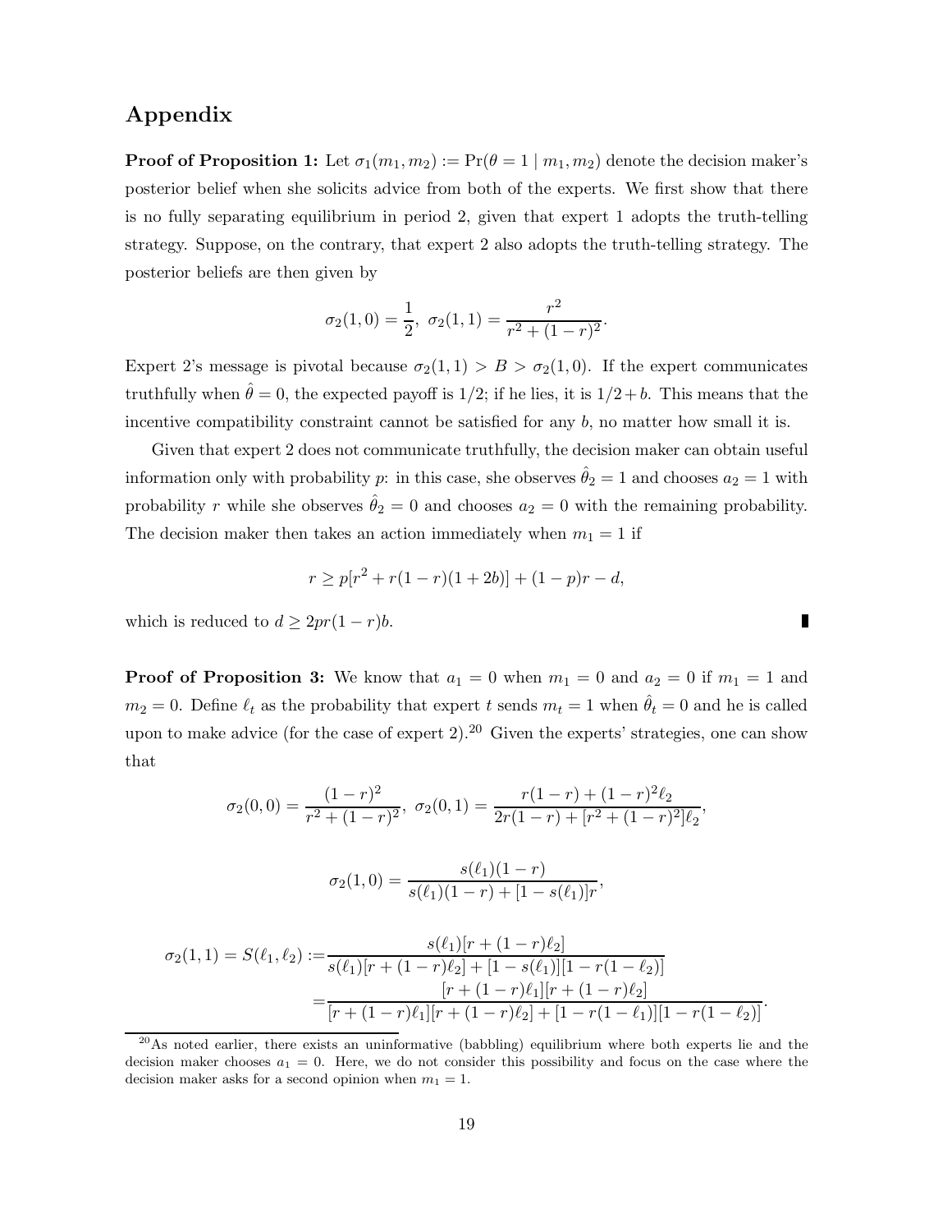## Appendix

**Proof of Proposition 1:** Let $\sigma_1(m_1, m_2) := \Pr(\theta = 1 \mid m_1, m_2)$ denote the decision maker's posterior belief when she solicits advice from both of the experts. We first show that there is no fully separating equilibrium in period 2, given that expert 1 adopts the truth-telling strategy. Suppose, on the contrary, that expert 2 also adopts the truth-telling strategy. The posterior beliefs are then given by

$$\sigma_2(1,0) = \frac{1}{2},\ \sigma_2(1,1) = \frac{r^2}{r^2 + (1-r)^2}.$$

Expert 2's message is pivotal because $\sigma_2(1,1) > B > \sigma_2(1,0)$. If the expert communicates truthfully when $\hat{\theta} = 0$, the expected payoff is $1/2$; if he lies, it is $1/2 + b$. This means that the incentive compatibility constraint cannot be satisfied for any $b$, no matter how small it is.

Given that expert 2 does not communicate truthfully, the decision maker can obtain useful information only with probability $p$: in this case, she observes $\hat{\theta}_2 = 1$ and chooses $a_2 = 1$ with probability $r$ while she observes $\hat{\theta}_2 = 0$ and chooses $a_2 = 0$ with the remaining probability. The decision maker then takes an action immediately when $m_1 = 1$ if

$$r \geq p[r^2 + r(1-r)(1+2b)] + (1-p)r - d,$$

which is reduced to $d \geq 2pr(1-r)b$. ∎

**Proof of Proposition 3:** We know that $a_1 = 0$ when $m_1 = 0$ and $a_2 = 0$ if $m_1 = 1$ and $m_2 = 0$. Define $\ell_t$ as the probability that expert $t$ sends $m_t = 1$ when $\hat{\theta}_t = 0$ and he is called upon to make advice (for the case of expert 2).[20] Given the experts' strategies, one can show that

$$\sigma_2(0,0) = \frac{(1-r)^2}{r^2 + (1-r)^2},\ \sigma_2(0,1) = \frac{r(1-r) + (1-r)^2\ell_2}{2r(1-r) + [r^2 + (1-r)^2]\ell_2},$$

$$\sigma_2(1,0) = \frac{s(\ell_1)(1-r)}{s(\ell_1)(1-r) + [1 - s(\ell_1)]r},$$

$$\begin{aligned}
\sigma_2(1,1) = S(\ell_1, \ell_2) :=& \frac{s(\ell_1)[r + (1-r)\ell_2]}{s(\ell_1)[r + (1-r)\ell_2] + [1 - s(\ell_1)][1 - r(1-\ell_2)]} \\
=& \frac{[r + (1-r)\ell_1][r + (1-r)\ell_2]}{[r + (1-r)\ell_1][r + (1-r)\ell_2] + [1 - r(1-\ell_1)][1 - r(1-\ell_2)]}.
\end{aligned}$$

[20] As noted earlier, there exists an uninformative (babbling) equilibrium where both experts lie and the decision maker chooses $a_1 = 0$. Here, we do not consider this possibility and focus on the case where the decision maker asks for a second opinion when $m_1 = 1$.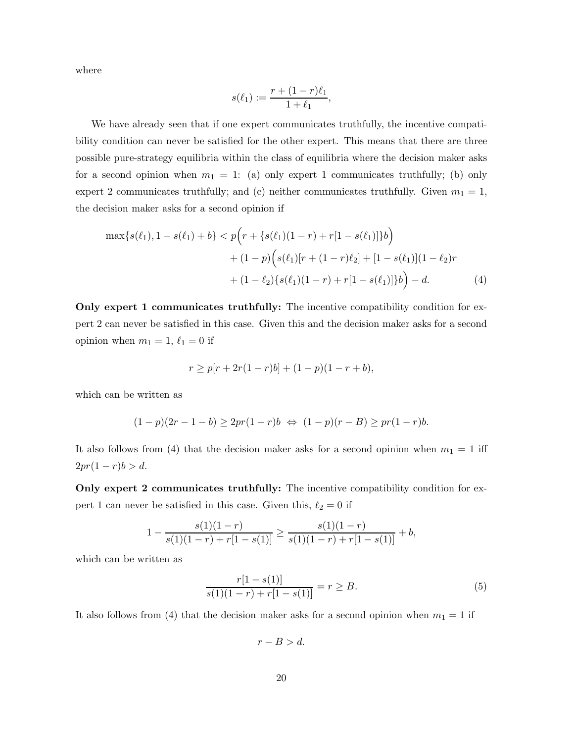where

$$s(\ell_1) := \frac{r + (1-r)\ell_1}{1 + \ell_1},$$

We have already seen that if one expert communicates truthfully, the incentive compatibility condition can never be satisfied for the other expert. This means that there are three possible pure-strategy equilibria within the class of equilibria where the decision maker asks for a second opinion when $m_1 = 1$: (a) only expert 1 communicates truthfully; (b) only expert 2 communicates truthfully; and (c) neither communicates truthfully. Given $m_1 = 1$, the decision maker asks for a second opinion if

$$\begin{aligned}
\max\{s(\ell_1), 1 - s(\ell_1) + b\} < p\Big(r + \{s(\ell_1)(1-r) + r[1 - s(\ell_1)]\}b\Big) \\
+ (1-p)\Big(s(\ell_1)[r + (1-r)\ell_2] + [1 - s(\ell_1)](1-\ell_2)r \\
+ (1-\ell_2)\{s(\ell_1)(1-r) + r[1-s(\ell_1)]\}b\Big) - d. \qquad (4)
\end{aligned}$$

**Only expert 1 communicates truthfully:** The incentive compatibility condition for expert 2 can never be satisfied in this case. Given this and the decision maker asks for a second opinion when $m_1 = 1$, $\ell_1 = 0$ if

$$r \geq p[r + 2r(1-r)b] + (1-p)(1 - r + b),$$

which can be written as

$$(1-p)(2r - 1 - b) \geq 2pr(1-r)b \;\Leftrightarrow\; (1-p)(r - B) \geq pr(1-r)b.$$

It also follows from (4) that the decision maker asks for a second opinion when $m_1 = 1$ iff $2pr(1-r)b > d$.

**Only expert 2 communicates truthfully:** The incentive compatibility condition for expert 1 can never be satisfied in this case. Given this, $\ell_2 = 0$ if

$$1 - \frac{s(1)(1-r)}{s(1)(1-r) + r[1-s(1)]} \geq \frac{s(1)(1-r)}{s(1)(1-r) + r[1-s(1)]} + b,$$

which can be written as

$$\frac{r[1-s(1)]}{s(1)(1-r) + r[1-s(1)]} = r \geq B. \qquad (5)$$

It also follows from (4) that the decision maker asks for a second opinion when $m_1 = 1$ if

$$r - B > d.$$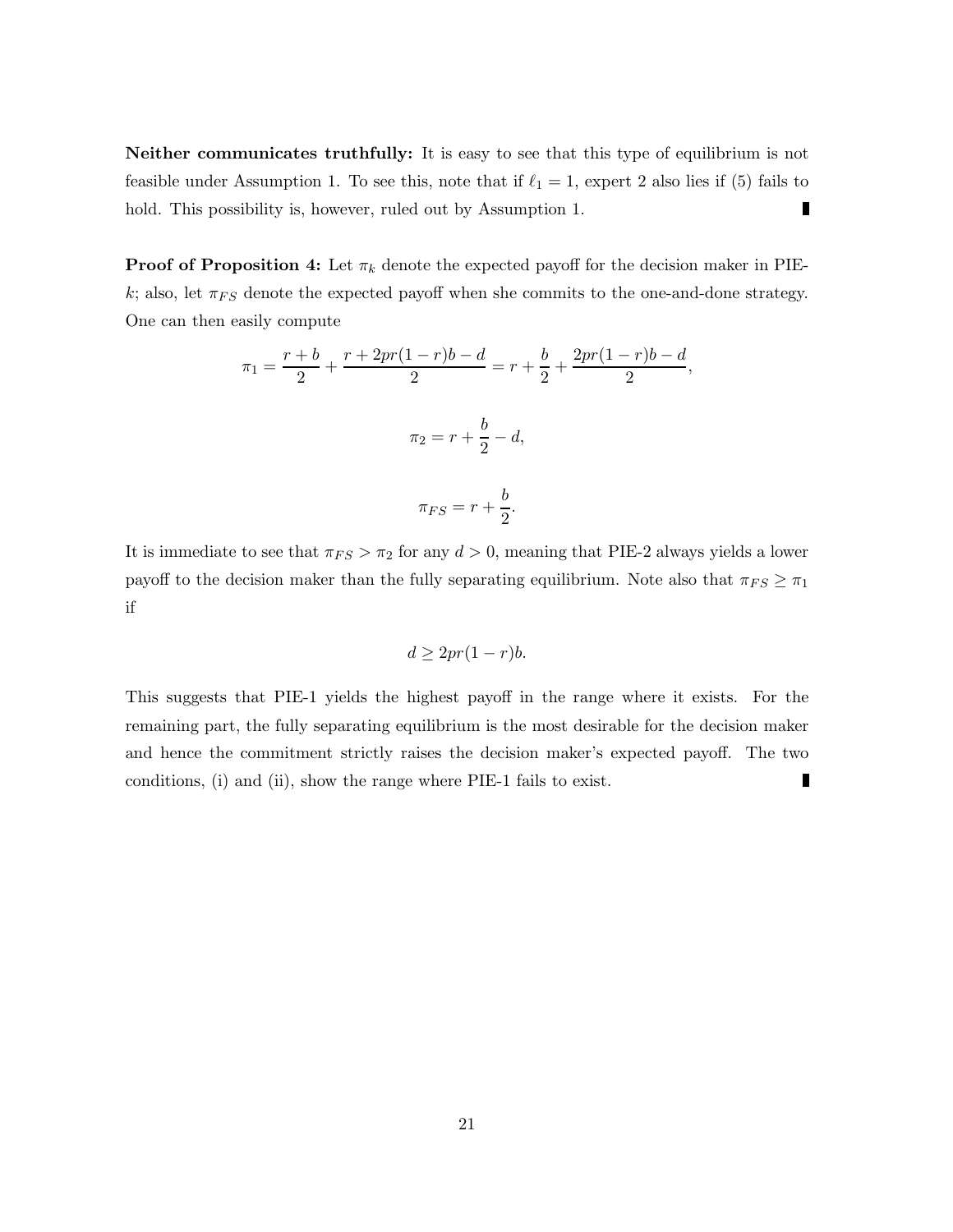**Neither communicates truthfully:** It is easy to see that this type of equilibrium is not feasible under Assumption 1. To see this, note that if $\ell_1 = 1$, expert 2 also lies if (5) fails to hold. This possibility is, however, ruled out by Assumption 1. ∎

**Proof of Proposition 4:** Let $\pi_k$ denote the expected payoff for the decision maker in PIE-$k$; also, let $\pi_{FS}$ denote the expected payoff when she commits to the one-and-done strategy. One can then easily compute

$$\pi_1 = \frac{r+b}{2} + \frac{r + 2pr(1-r)b - d}{2} = r + \frac{b}{2} + \frac{2pr(1-r)b - d}{2},$$

$$\pi_2 = r + \frac{b}{2} - d,$$

$$\pi_{FS} = r + \frac{b}{2}.$$

It is immediate to see that $\pi_{FS} > \pi_2$ for any $d > 0$, meaning that PIE-2 always yields a lower payoff to the decision maker than the fully separating equilibrium. Note also that $\pi_{FS} \geq \pi_1$ if

$$d \geq 2pr(1-r)b.$$

This suggests that PIE-1 yields the highest payoff in the range where it exists. For the remaining part, the fully separating equilibrium is the most desirable for the decision maker and hence the commitment strictly raises the decision maker's expected payoff. The two conditions, (i) and (ii), show the range where PIE-1 fails to exist. ∎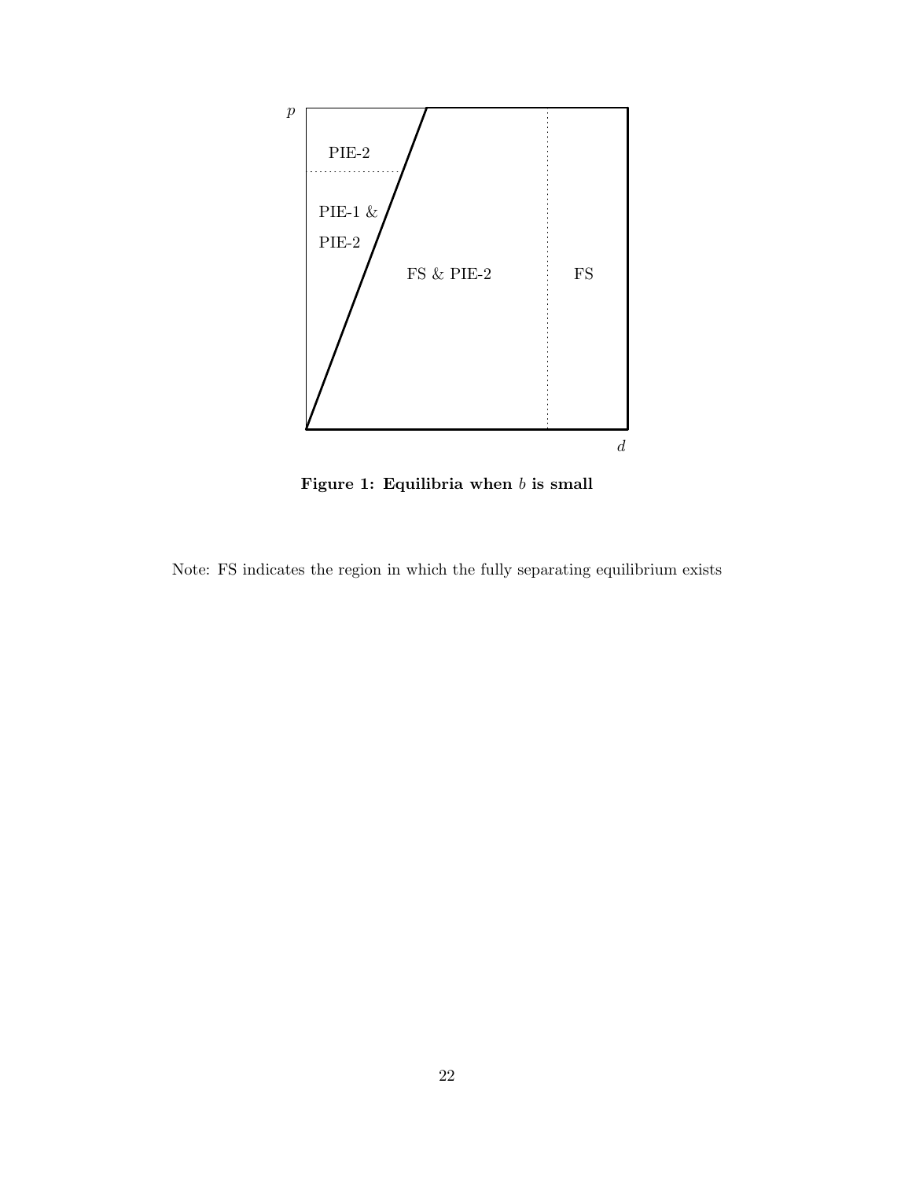$p$

PIE-2

PIE-1 &

PIE-2

FS & PIE-2

FS

$d$

**Figure 1: Equilibria when $b$ is small**

Note: FS indicates the region in which the fully separating equilibrium exists